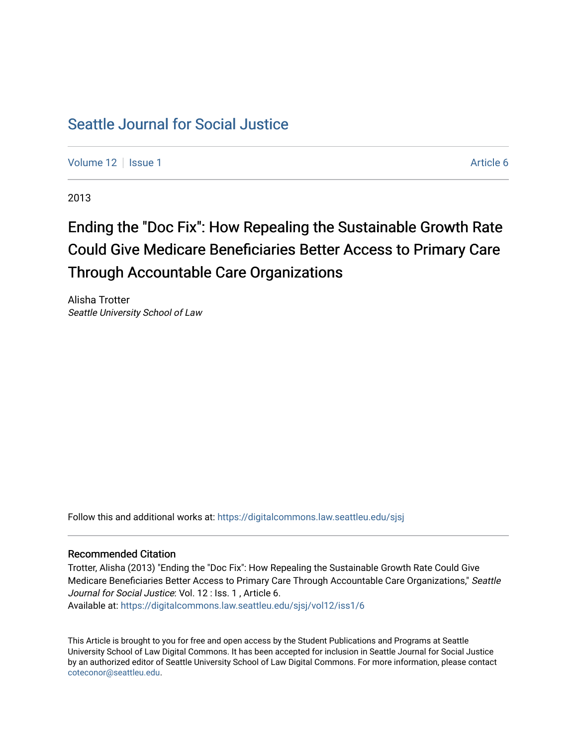# Seattle Journal for Social Justice

Volume 12 | Issue 1 Article 6

2013

## Ending the "Doc Fix": How Repealing the Sustainable Growth Rate Could Give Medicare Beneficiaries Better Access to Primary Care Through Accountable Care Organizations

Alisha Trotter
*Seattle University School of Law*

Follow this and additional works at: https://digitalcommons.law.seattleu.edu/sjsj

### Recommended Citation

Trotter, Alisha (2013) "Ending the "Doc Fix": How Repealing the Sustainable Growth Rate Could Give Medicare Beneficiaries Better Access to Primary Care Through Accountable Care Organizations," *Seattle Journal for Social Justice*: Vol. 12 : Iss. 1 , Article 6.
Available at: https://digitalcommons.law.seattleu.edu/sjsj/vol12/iss1/6

This Article is brought to you for free and open access by the Student Publications and Programs at Seattle University School of Law Digital Commons. It has been accepted for inclusion in Seattle Journal for Social Justice by an authorized editor of Seattle University School of Law Digital Commons. For more information, please contact coteconor@seattleu.edu.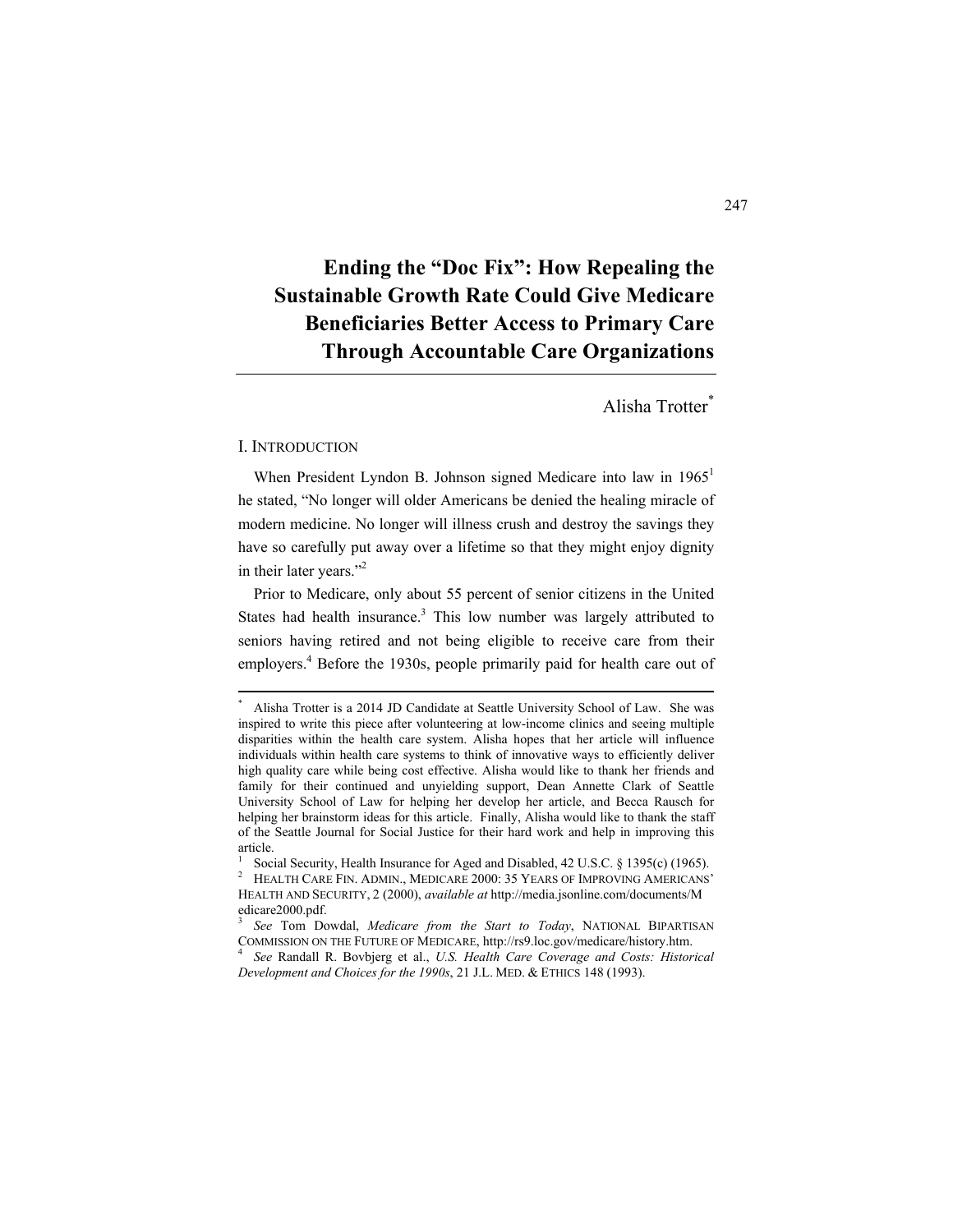# Ending the "Doc Fix": How Repealing the Sustainable Growth Rate Could Give Medicare Beneficiaries Better Access to Primary Care Through Accountable Care Organizations

Alisha Trotter[*]

## I. INTRODUCTION

When President Lyndon B. Johnson signed Medicare into law in 1965[1] he stated, "No longer will older Americans be denied the healing miracle of modern medicine. No longer will illness crush and destroy the savings they have so carefully put away over a lifetime so that they might enjoy dignity in their later years."[2]

Prior to Medicare, only about 55 percent of senior citizens in the United States had health insurance.[3] This low number was largely attributed to seniors having retired and not being eligible to receive care from their employers.[4] Before the 1930s, people primarily paid for health care out of

---

[*] Alisha Trotter is a 2014 JD Candidate at Seattle University School of Law. She was inspired to write this piece after volunteering at low-income clinics and seeing multiple disparities within the health care system. Alisha hopes that her article will influence individuals within health care systems to think of innovative ways to efficiently deliver high quality care while being cost effective. Alisha would like to thank her friends and family for their continued and unyielding support, Dean Annette Clark of Seattle University School of Law for helping her develop her article, and Becca Rausch for helping her brainstorm ideas for this article. Finally, Alisha would like to thank the staff of the Seattle Journal for Social Justice for their hard work and help in improving this article.

[1] Social Security, Health Insurance for Aged and Disabled, 42 U.S.C. § 1395(c) (1965).

[2] HEALTH CARE FIN. ADMIN., MEDICARE 2000: 35 YEARS OF IMPROVING AMERICANS' HEALTH AND SECURITY, 2 (2000), *available at* http://media.jsonline.com/documents/Medicare2000.pdf.

[3] *See* Tom Dowdal, *Medicare from the Start to Today*, NATIONAL BIPARTISAN COMMISSION ON THE FUTURE OF MEDICARE, http://rs9.loc.gov/medicare/history.htm.

[4] *See* Randall R. Bovbjerg et al., *U.S. Health Care Coverage and Costs: Historical Development and Choices for the 1990s*, 21 J.L. MED. & ETHICS 148 (1993).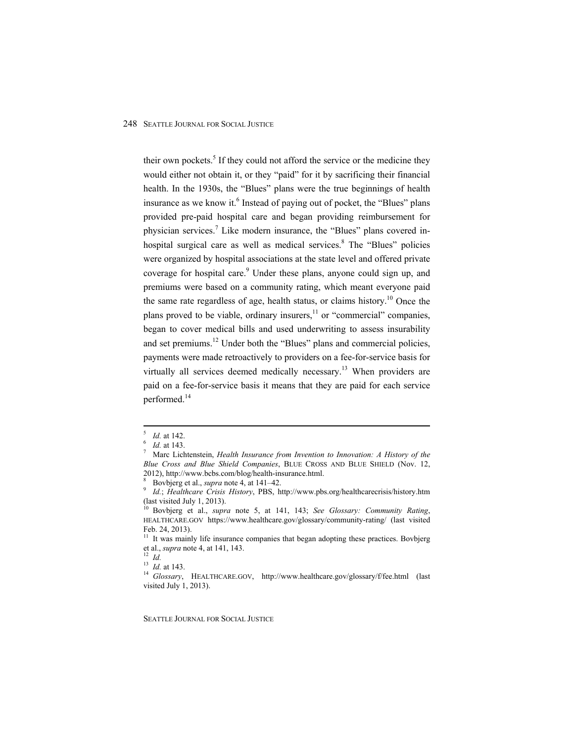their own pockets.[5] If they could not afford the service or the medicine they would either not obtain it, or they "paid" for it by sacrificing their financial health. In the 1930s, the "Blues" plans were the true beginnings of health insurance as we know it.[6] Instead of paying out of pocket, the "Blues" plans provided pre-paid hospital care and began providing reimbursement for physician services.[7] Like modern insurance, the "Blues" plans covered in-hospital surgical care as well as medical services.[8] The "Blues" policies were organized by hospital associations at the state level and offered private coverage for hospital care.[9] Under these plans, anyone could sign up, and premiums were based on a community rating, which meant everyone paid the same rate regardless of age, health status, or claims history.[10] Once the plans proved to be viable, ordinary insurers,[11] or "commercial" companies, began to cover medical bills and used underwriting to assess insurability and set premiums.[12] Under both the "Blues" plans and commercial policies, payments were made retroactively to providers on a fee-for-service basis for virtually all services deemed medically necessary.[13] When providers are paid on a fee-for-service basis it means that they are paid for each service performed.[14]

---

[5] *Id.* at 142.

[6] *Id.* at 143.

[7] Marc Lichtenstein, *Health Insurance from Invention to Innovation: A History of the Blue Cross and Blue Shield Companies*, BLUE CROSS AND BLUE SHIELD (Nov. 12, 2012), http://www.bcbs.com/blog/health-insurance.html.

[8] Bovbjerg et al., *supra* note 4, at 141–42.

[9] *Id.*; *Healthcare Crisis History*, PBS, http://www.pbs.org/healthcarecrisis/history.htm (last visited July 1, 2013).

[10] Bovbjerg et al., *supra* note 5, at 141, 143; *See Glossary: Community Rating*, HEALTHCARE.GOV https://www.healthcare.gov/glossary/community-rating/ (last visited Feb. 24, 2013).

[11] It was mainly life insurance companies that began adopting these practices. Bovbjerg et al., *supra* note 4, at 141, 143.

[12] *Id.*

[13] *Id.* at 143.

[14] *Glossary*, HEALTHCARE.GOV, http://www.healthcare.gov/glossary/f/fee.html (last visited July 1, 2013).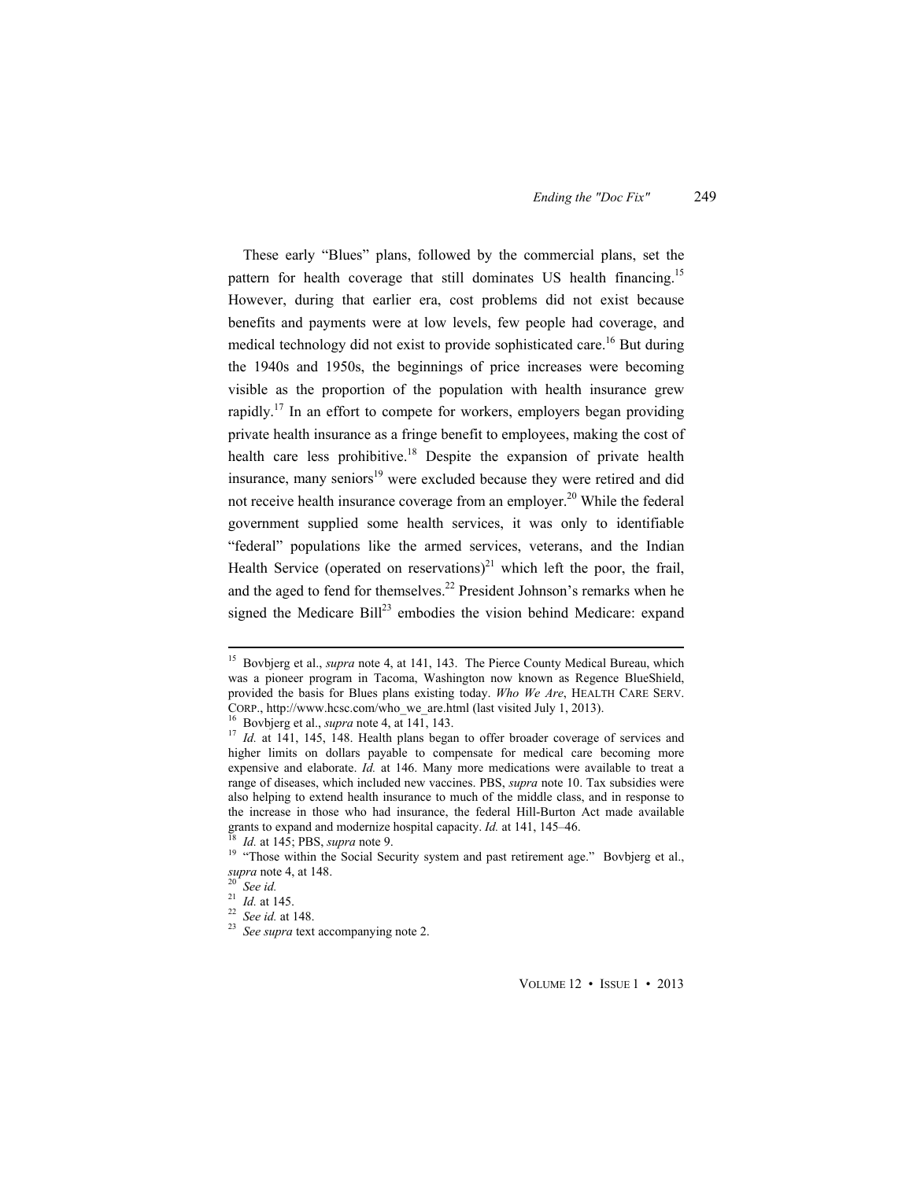These early "Blues" plans, followed by the commercial plans, set the pattern for health coverage that still dominates US health financing.[15] However, during that earlier era, cost problems did not exist because benefits and payments were at low levels, few people had coverage, and medical technology did not exist to provide sophisticated care.[16] But during the 1940s and 1950s, the beginnings of price increases were becoming visible as the proportion of the population with health insurance grew rapidly.[17] In an effort to compete for workers, employers began providing private health insurance as a fringe benefit to employees, making the cost of health care less prohibitive.[18] Despite the expansion of private health insurance, many seniors[19] were excluded because they were retired and did not receive health insurance coverage from an employer.[20] While the federal government supplied some health services, it was only to identifiable "federal" populations like the armed services, veterans, and the Indian Health Service (operated on reservations)[21] which left the poor, the frail, and the aged to fend for themselves.[22] President Johnson's remarks when he signed the Medicare Bill[23] embodies the vision behind Medicare: expand

---

[15] Bovbjerg et al., *supra* note 4, at 141, 143. The Pierce County Medical Bureau, which was a pioneer program in Tacoma, Washington now known as Regence BlueShield, provided the basis for Blues plans existing today. *Who We Are*, HEALTH CARE SERV. CORP., http://www.hcsc.com/who_we_are.html (last visited July 1, 2013).

[16] Bovbjerg et al., *supra* note 4, at 141, 143.

[17] *Id.* at 141, 145, 148. Health plans began to offer broader coverage of services and higher limits on dollars payable to compensate for medical care becoming more expensive and elaborate. *Id.* at 146. Many more medications were available to treat a range of diseases, which included new vaccines. PBS, *supra* note 10. Tax subsidies were also helping to extend health insurance to much of the middle class, and in response to the increase in those who had insurance, the federal Hill-Burton Act made available grants to expand and modernize hospital capacity. *Id.* at 141, 145–46.

[18] *Id.* at 145; PBS, *supra* note 9.

[19] "Those within the Social Security system and past retirement age." Bovbjerg et al., *supra* note 4, at 148.

[20] *See id.*

[21] *Id.* at 145.

[22] *See id.* at 148.

[23] *See supra* text accompanying note 2.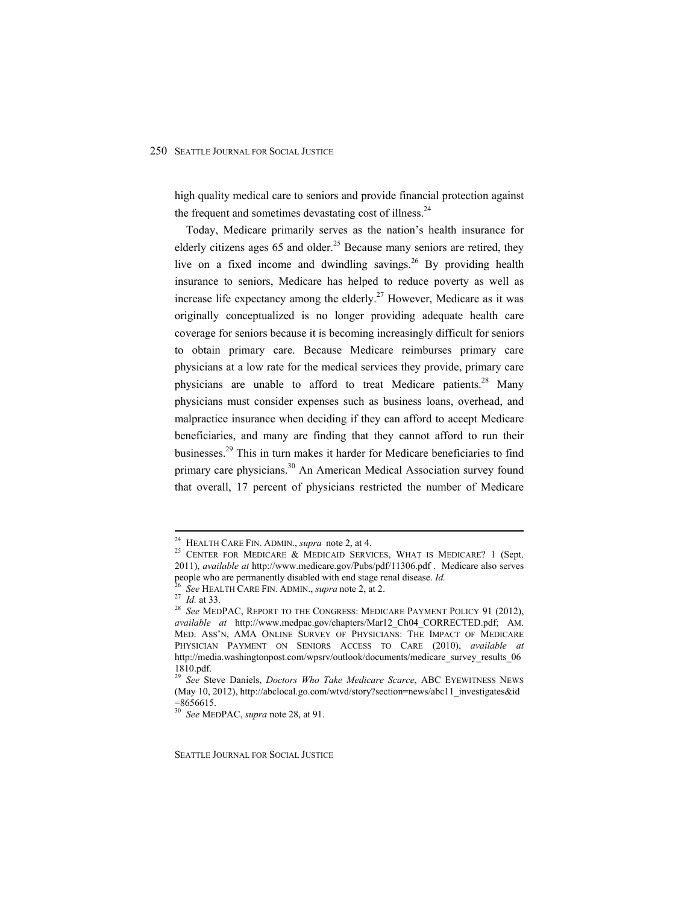high quality medical care to seniors and provide financial protection against the frequent and sometimes devastating cost of illness.[24]

Today, Medicare primarily serves as the nation's health insurance for elderly citizens ages 65 and older.[25] Because many seniors are retired, they live on a fixed income and dwindling savings.[26] By providing health insurance to seniors, Medicare has helped to reduce poverty as well as increase life expectancy among the elderly.[27] However, Medicare as it was originally conceptualized is no longer providing adequate health care coverage for seniors because it is becoming increasingly difficult for seniors to obtain primary care. Because Medicare reimburses primary care physicians at a low rate for the medical services they provide, primary care physicians are unable to afford to treat Medicare patients.[28] Many physicians must consider expenses such as business loans, overhead, and malpractice insurance when deciding if they can afford to accept Medicare beneficiaries, and many are finding that they cannot afford to run their businesses.[29] This in turn makes it harder for Medicare beneficiaries to find primary care physicians.[30] An American Medical Association survey found that overall, 17 percent of physicians restricted the number of Medicare

---

[24] HEALTH CARE FIN. ADMIN., *supra* note 2, at 4.

[25] CENTER FOR MEDICARE & MEDICAID SERVICES, WHAT IS MEDICARE? 1 (Sept. 2011), *available at* http://www.medicare.gov/Pubs/pdf/11306.pdf . Medicare also serves people who are permanently disabled with end stage renal disease. *Id.*

[26] *See* HEALTH CARE FIN. ADMIN., *supra* note 2, at 2.

[27] *Id.* at 33.

[28] *See* MEDPAC, REPORT TO THE CONGRESS: MEDICARE PAYMENT POLICY 91 (2012), *available at* http://www.medpac.gov/chapters/Mar12_Ch04_CORRECTED.pdf; AM. MED. ASS'N, AMA ONLINE SURVEY OF PHYSICIANS: THE IMPACT OF MEDICARE PHYSICIAN PAYMENT ON SENIORS ACCESS TO CARE (2010), *available at* http://media.washingtonpost.com/wpsrv/outlook/documents/medicare_survey_results_061810.pdf.

[29] *See* Steve Daniels, *Doctors Who Take Medicare Scarce*, ABC EYEWITNESS NEWS (May 10, 2012), http://abclocal.go.com/wtvd/story?section=news/abc11_investigates&id=8656615.

[30] *See* MEDPAC, *supra* note 28, at 91.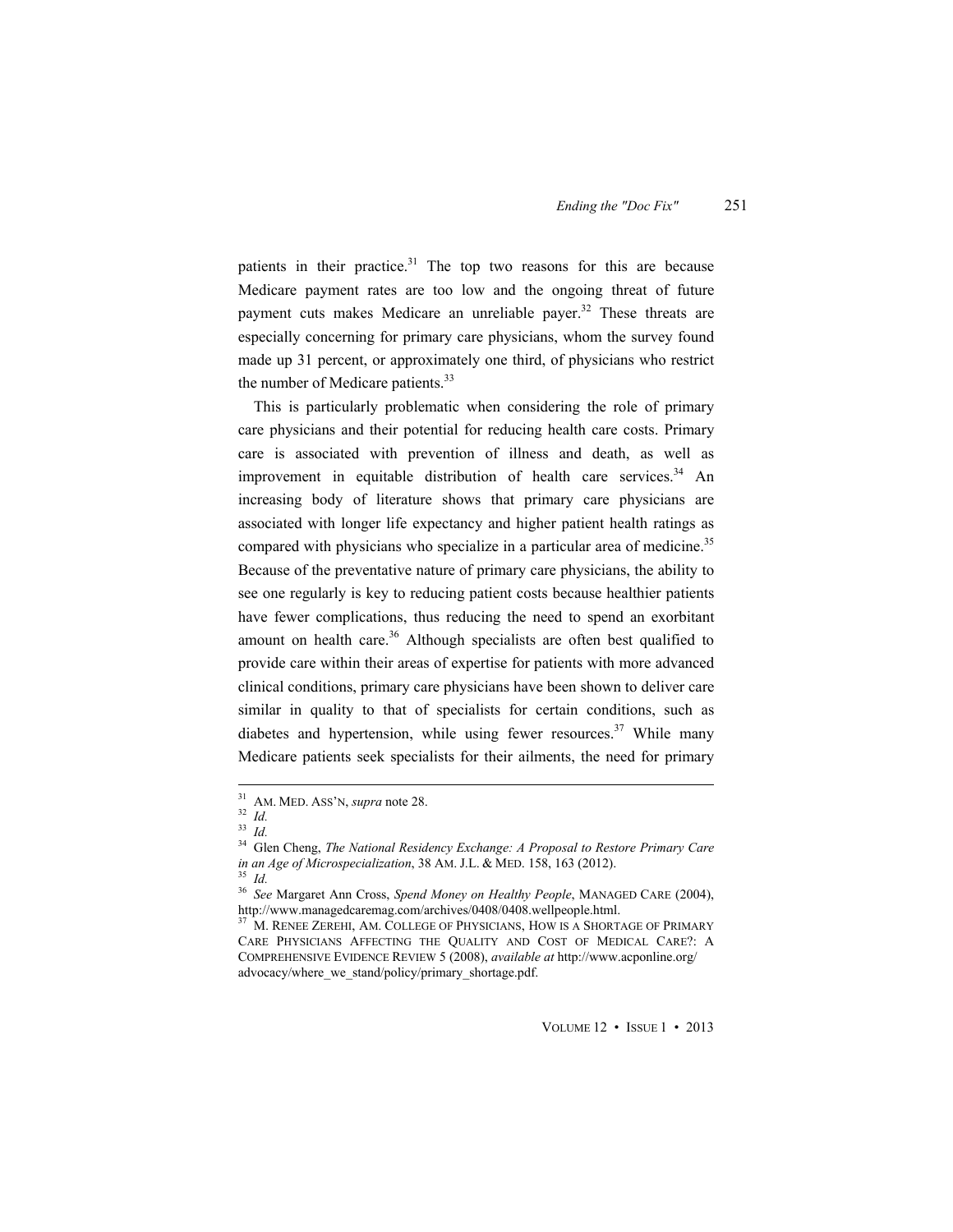patients in their practice.[31] The top two reasons for this are because Medicare payment rates are too low and the ongoing threat of future payment cuts makes Medicare an unreliable payer.[32] These threats are especially concerning for primary care physicians, whom the survey found made up 31 percent, or approximately one third, of physicians who restrict the number of Medicare patients.[33]

This is particularly problematic when considering the role of primary care physicians and their potential for reducing health care costs. Primary care is associated with prevention of illness and death, as well as improvement in equitable distribution of health care services.[34] An increasing body of literature shows that primary care physicians are associated with longer life expectancy and higher patient health ratings as compared with physicians who specialize in a particular area of medicine.[35] Because of the preventative nature of primary care physicians, the ability to see one regularly is key to reducing patient costs because healthier patients have fewer complications, thus reducing the need to spend an exorbitant amount on health care.[36] Although specialists are often best qualified to provide care within their areas of expertise for patients with more advanced clinical conditions, primary care physicians have been shown to deliver care similar in quality to that of specialists for certain conditions, such as diabetes and hypertension, while using fewer resources.[37] While many Medicare patients seek specialists for their ailments, the need for primary

---

[31] AM. MED. ASS'N, *supra* note 28.

[32] *Id.*

[33] *Id.*

[34] Glen Cheng, *The National Residency Exchange: A Proposal to Restore Primary Care in an Age of Microspecialization*, 38 AM. J.L. & MED. 158, 163 (2012).

[35] *Id.*

[36] *See* Margaret Ann Cross, *Spend Money on Healthy People*, MANAGED CARE (2004), http://www.managedcaremag.com/archives/0408/0408.wellpeople.html.

[37] M. RENEE ZEREHI, AM. COLLEGE OF PHYSICIANS, HOW IS A SHORTAGE OF PRIMARY CARE PHYSICIANS AFFECTING THE QUALITY AND COST OF MEDICAL CARE?: A COMPREHENSIVE EVIDENCE REVIEW 5 (2008), *available at* http://www.acponline.org/advocacy/where_we_stand/policy/primary_shortage.pdf.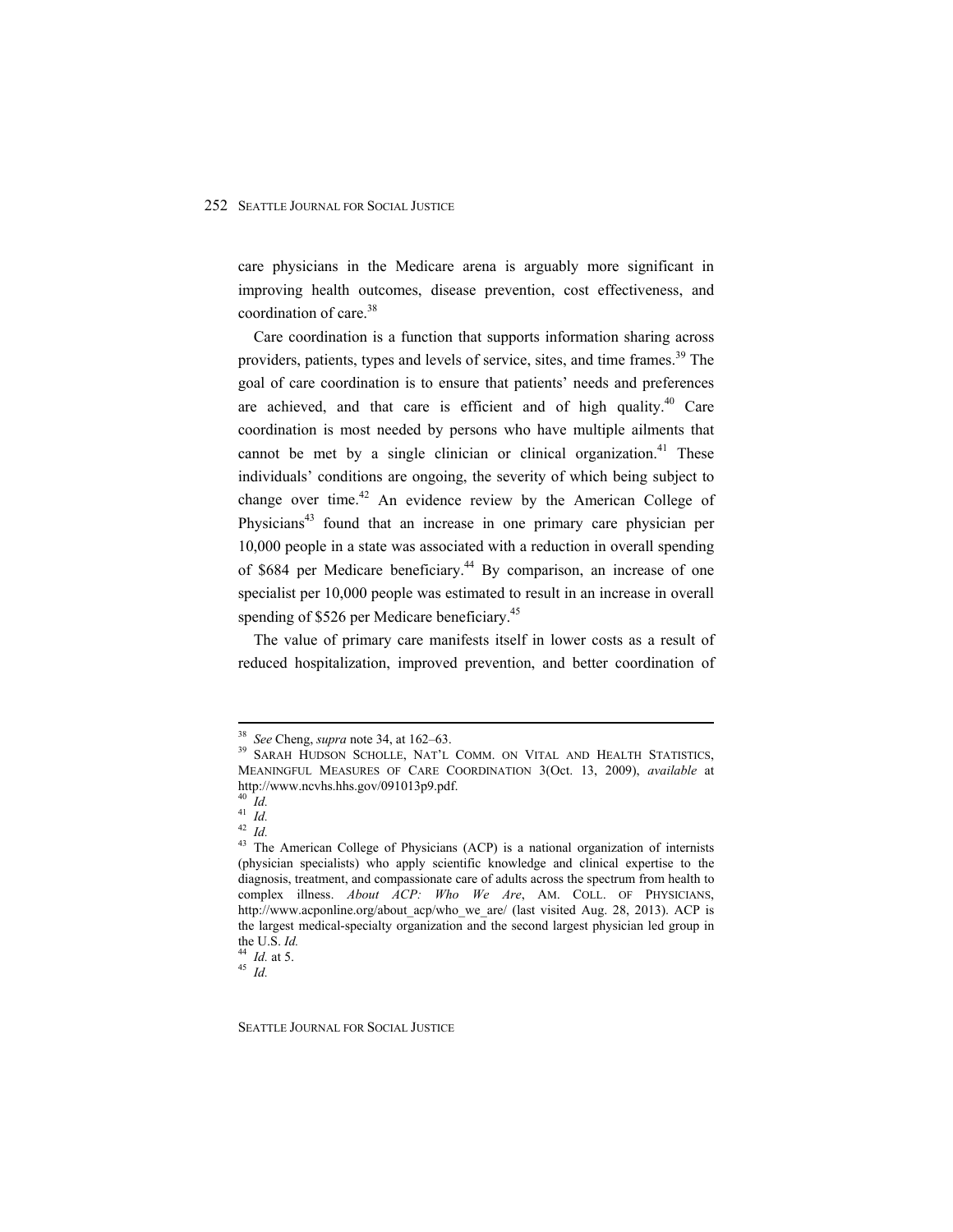care physicians in the Medicare arena is arguably more significant in improving health outcomes, disease prevention, cost effectiveness, and coordination of care.[38]

Care coordination is a function that supports information sharing across providers, patients, types and levels of service, sites, and time frames.[39] The goal of care coordination is to ensure that patients' needs and preferences are achieved, and that care is efficient and of high quality.[40] Care coordination is most needed by persons who have multiple ailments that cannot be met by a single clinician or clinical organization.[41] These individuals' conditions are ongoing, the severity of which being subject to change over time.[42] An evidence review by the American College of Physicians[43] found that an increase in one primary care physician per 10,000 people in a state was associated with a reduction in overall spending of $684 per Medicare beneficiary.[44] By comparison, an increase of one specialist per 10,000 people was estimated to result in an increase in overall spending of $526 per Medicare beneficiary.[45]

The value of primary care manifests itself in lower costs as a result of reduced hospitalization, improved prevention, and better coordination of

---

[38] *See* Cheng, *supra* note 34, at 162–63.

[39] SARAH HUDSON SCHOLLE, NAT'L COMM. ON VITAL AND HEALTH STATISTICS, MEANINGFUL MEASURES OF CARE COORDINATION 3(Oct. 13, 2009), *available* at http://www.ncvhs.hhs.gov/091013p9.pdf.

[40] *Id.*

[41] *Id.*

[42] *Id.*

[43] The American College of Physicians (ACP) is a national organization of internists (physician specialists) who apply scientific knowledge and clinical expertise to the diagnosis, treatment, and compassionate care of adults across the spectrum from health to complex illness. *About ACP: Who We Are*, AM. COLL. OF PHYSICIANS, http://www.acponline.org/about_acp/who_we_are/ (last visited Aug. 28, 2013). ACP is the largest medical-specialty organization and the second largest physician led group in the U.S. *Id.*

[44] *Id.* at 5.

[45] *Id.*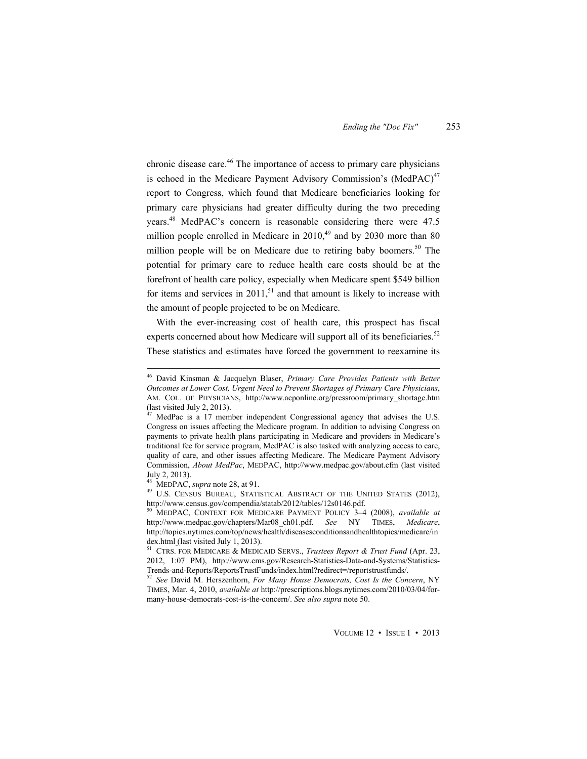chronic disease care.[46] The importance of access to primary care physicians is echoed in the Medicare Payment Advisory Commission's (MedPAC)[47] report to Congress, which found that Medicare beneficiaries looking for primary care physicians had greater difficulty during the two preceding years.[48] MedPAC's concern is reasonable considering there were 47.5 million people enrolled in Medicare in 2010,[49] and by 2030 more than 80 million people will be on Medicare due to retiring baby boomers.[50] The potential for primary care to reduce health care costs should be at the forefront of health care policy, especially when Medicare spent $549 billion for items and services in 2011,[51] and that amount is likely to increase with the amount of people projected to be on Medicare.

With the ever-increasing cost of health care, this prospect has fiscal experts concerned about how Medicare will support all of its beneficiaries.[52] These statistics and estimates have forced the government to reexamine its

---

[46] David Kinsman & Jacquelyn Blaser, *Primary Care Provides Patients with Better Outcomes at Lower Cost, Urgent Need to Prevent Shortages of Primary Care Physicians*, AM. COL. OF PHYSICIANS, http://www.acponline.org/pressroom/primary_shortage.htm (last visited July 2, 2013).

[47] MedPac is a 17 member independent Congressional agency that advises the U.S. Congress on issues affecting the Medicare program. In addition to advising Congress on payments to private health plans participating in Medicare and providers in Medicare's traditional fee for service program, MedPAC is also tasked with analyzing access to care, quality of care, and other issues affecting Medicare. The Medicare Payment Advisory Commission, *About MedPac*, MEDPAC, http://www.medpac.gov/about.cfm (last visited July 2, 2013).

[48] MEDPAC, *supra* note 28, at 91.

[49] U.S. CENSUS BUREAU, STATISTICAL ABSTRACT OF THE UNITED STATES (2012), http://www.census.gov/compendia/statab/2012/tables/12s0146.pdf.

[50] MEDPAC, CONTEXT FOR MEDICARE PAYMENT POLICY 3–4 (2008), *available at* http://www.medpac.gov/chapters/Mar08_ch01.pdf. *See* NY TIMES, *Medicare*, http://topics.nytimes.com/top/news/health/diseasesconditionsandhealthtopics/medicare/index.html (last visited July 1, 2013).

[51] CTRS. FOR MEDICARE & MEDICAID SERVS., *Trustees Report & Trust Fund* (Apr. 23, 2012, 1:07 PM), http://www.cms.gov/Research-Statistics-Data-and-Systems/Statistics-Trends-and-Reports/ReportsTrustFunds/index.html?redirect=/reportstrustfunds/.

[52] *See* David M. Herszenhorn, *For Many House Democrats, Cost Is the Concern*, NY TIMES, Mar. 4, 2010, *available at* http://prescriptions.blogs.nytimes.com/2010/03/04/for-many-house-democrats-cost-is-the-concern/. *See also supra* note 50.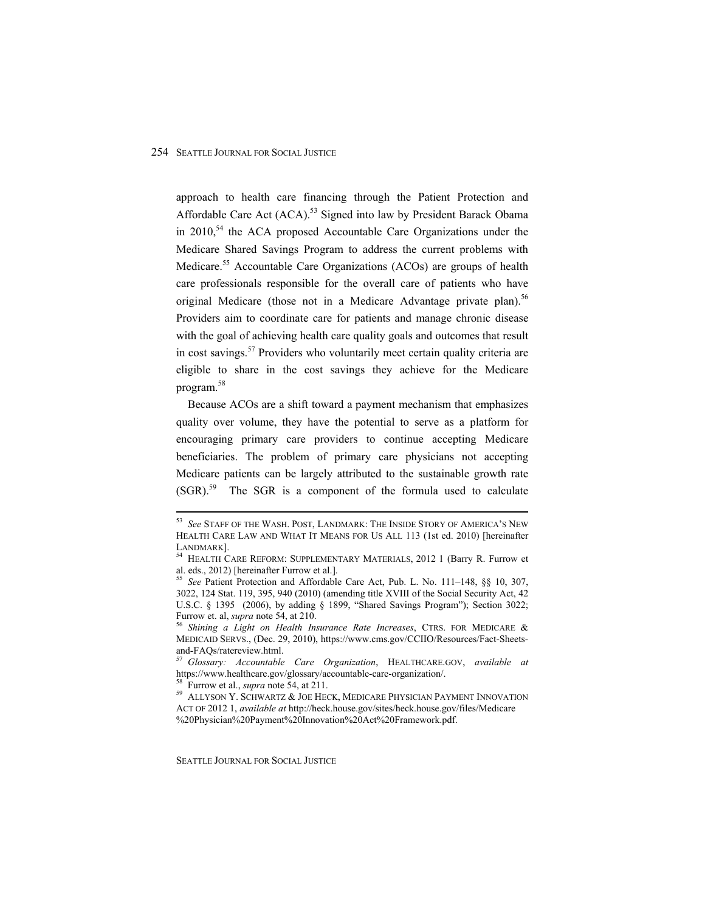approach to health care financing through the Patient Protection and Affordable Care Act (ACA).[53] Signed into law by President Barack Obama in 2010,[54] the ACA proposed Accountable Care Organizations under the Medicare Shared Savings Program to address the current problems with Medicare.[55] Accountable Care Organizations (ACOs) are groups of health care professionals responsible for the overall care of patients who have original Medicare (those not in a Medicare Advantage private plan).[56] Providers aim to coordinate care for patients and manage chronic disease with the goal of achieving health care quality goals and outcomes that result in cost savings.[57] Providers who voluntarily meet certain quality criteria are eligible to share in the cost savings they achieve for the Medicare program.[58]

Because ACOs are a shift toward a payment mechanism that emphasizes quality over volume, they have the potential to serve as a platform for encouraging primary care providers to continue accepting Medicare beneficiaries. The problem of primary care physicians not accepting Medicare patients can be largely attributed to the sustainable growth rate (SGR).[59] The SGR is a component of the formula used to calculate

---

[53] *See* STAFF OF THE WASH. POST, LANDMARK: THE INSIDE STORY OF AMERICA'S NEW HEALTH CARE LAW AND WHAT IT MEANS FOR US ALL 113 (1st ed. 2010) [hereinafter LANDMARK].

[54] HEALTH CARE REFORM: SUPPLEMENTARY MATERIALS, 2012 1 (Barry R. Furrow et al. eds., 2012) [hereinafter Furrow et al.].

[55] *See* Patient Protection and Affordable Care Act, Pub. L. No. 111–148, §§ 10, 307, 3022, 124 Stat. 119, 395, 940 (2010) (amending title XVIII of the Social Security Act, 42 U.S.C. § 1395 (2006), by adding § 1899, "Shared Savings Program"); Section 3022; Furrow et. al, *supra* note 54, at 210.

[56] *Shining a Light on Health Insurance Rate Increases*, CTRS. FOR MEDICARE & MEDICAID SERVS., (Dec. 29, 2010), https://www.cms.gov/CCIIO/Resources/Fact-Sheets-and-FAQs/ratereview.html.

[57] *Glossary: Accountable Care Organization*, HEALTHCARE.GOV, *available at* https://www.healthcare.gov/glossary/accountable-care-organization/.

[58] Furrow et al., *supra* note 54, at 211.

[59] ALLYSON Y. SCHWARTZ & JOE HECK, MEDICARE PHYSICIAN PAYMENT INNOVATION ACT OF 2012 1, *available at* http://heck.house.gov/sites/heck.house.gov/files/Medicare%20Physician%20Payment%20Innovation%20Act%20Framework.pdf.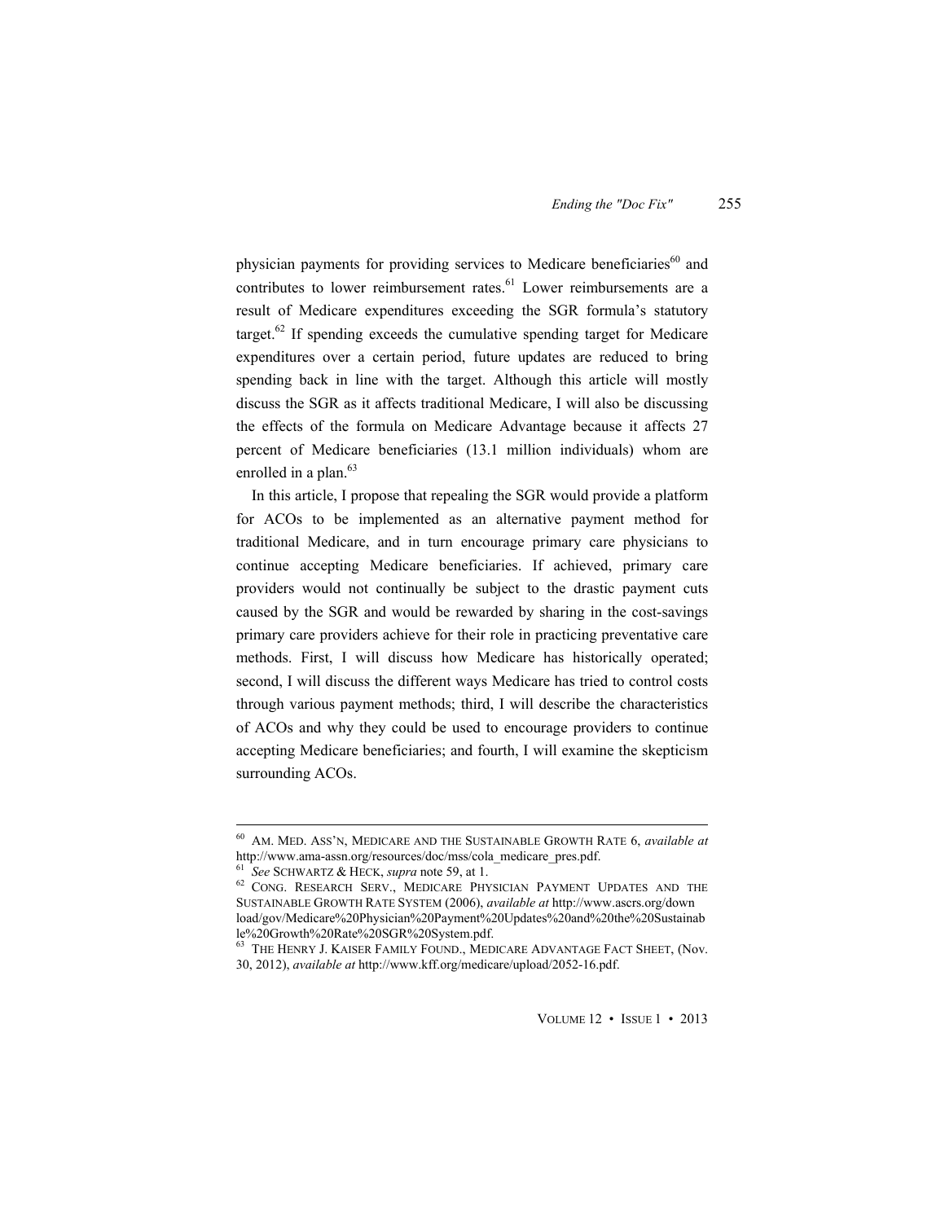physician payments for providing services to Medicare beneficiaries[60] and contributes to lower reimbursement rates.[61] Lower reimbursements are a result of Medicare expenditures exceeding the SGR formula's statutory target.[62] If spending exceeds the cumulative spending target for Medicare expenditures over a certain period, future updates are reduced to bring spending back in line with the target. Although this article will mostly discuss the SGR as it affects traditional Medicare, I will also be discussing the effects of the formula on Medicare Advantage because it affects 27 percent of Medicare beneficiaries (13.1 million individuals) whom are enrolled in a plan.[63]

In this article, I propose that repealing the SGR would provide a platform for ACOs to be implemented as an alternative payment method for traditional Medicare, and in turn encourage primary care physicians to continue accepting Medicare beneficiaries. If achieved, primary care providers would not continually be subject to the drastic payment cuts caused by the SGR and would be rewarded by sharing in the cost-savings primary care providers achieve for their role in practicing preventative care methods. First, I will discuss how Medicare has historically operated; second, I will discuss the different ways Medicare has tried to control costs through various payment methods; third, I will describe the characteristics of ACOs and why they could be used to encourage providers to continue accepting Medicare beneficiaries; and fourth, I will examine the skepticism surrounding ACOs.

---

[60] AM. MED. ASS'N, MEDICARE AND THE SUSTAINABLE GROWTH RATE 6, *available at* http://www.ama-assn.org/resources/doc/mss/cola_medicare_pres.pdf.

[61] *See* SCHWARTZ & HECK, *supra* note 59, at 1.

[62] CONG. RESEARCH SERV., MEDICARE PHYSICIAN PAYMENT UPDATES AND THE SUSTAINABLE GROWTH RATE SYSTEM (2006), *available at* http://www.ascrs.org/download/gov/Medicare%20Physician%20Payment%20Updates%20and%20the%20Sustainable%20Growth%20Rate%20SGR%20System.pdf.

[63] THE HENRY J. KAISER FAMILY FOUND., MEDICARE ADVANTAGE FACT SHEET, (Nov. 30, 2012), *available at* http://www.kff.org/medicare/upload/2052-16.pdf.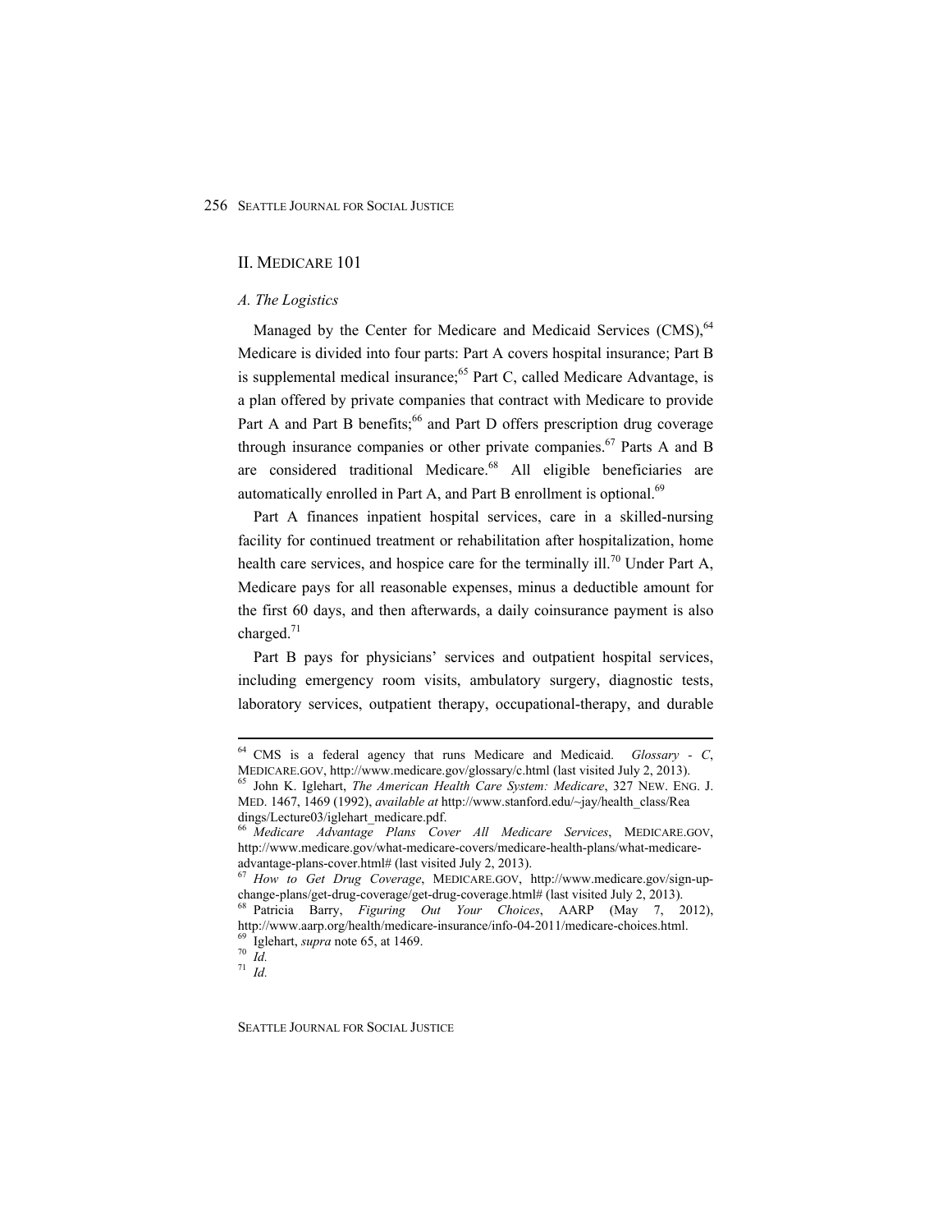## II. MEDICARE 101

### *A. The Logistics*

Managed by the Center for Medicare and Medicaid Services (CMS),[64] Medicare is divided into four parts: Part A covers hospital insurance; Part B is supplemental medical insurance;[65] Part C, called Medicare Advantage, is a plan offered by private companies that contract with Medicare to provide Part A and Part B benefits;[66] and Part D offers prescription drug coverage through insurance companies or other private companies.[67] Parts A and B are considered traditional Medicare.[68] All eligible beneficiaries are automatically enrolled in Part A, and Part B enrollment is optional.[69]

Part A finances inpatient hospital services, care in a skilled-nursing facility for continued treatment or rehabilitation after hospitalization, home health care services, and hospice care for the terminally ill.[70] Under Part A, Medicare pays for all reasonable expenses, minus a deductible amount for the first 60 days, and then afterwards, a daily coinsurance payment is also charged.[71]

Part B pays for physicians' services and outpatient hospital services, including emergency room visits, ambulatory surgery, diagnostic tests, laboratory services, outpatient therapy, occupational-therapy, and durable

---

[64] CMS is a federal agency that runs Medicare and Medicaid. *Glossary - C*, MEDICARE.GOV, http://www.medicare.gov/glossary/c.html (last visited July 2, 2013).

[65] John K. Iglehart, *The American Health Care System: Medicare*, 327 NEW. ENG. J. MED. 1467, 1469 (1992), *available at* http://www.stanford.edu/~jay/health_class/Readings/Lecture03/iglehart_medicare.pdf.

[66] *Medicare Advantage Plans Cover All Medicare Services*, MEDICARE.GOV, http://www.medicare.gov/what-medicare-covers/medicare-health-plans/what-medicare-advantage-plans-cover.html# (last visited July 2, 2013).

[67] *How to Get Drug Coverage*, MEDICARE.GOV, http://www.medicare.gov/sign-up-change-plans/get-drug-coverage/get-drug-coverage.html# (last visited July 2, 2013).

[68] Patricia Barry, *Figuring Out Your Choices*, AARP (May 7, 2012), http://www.aarp.org/health/medicare-insurance/info-04-2011/medicare-choices.html.

[69] Iglehart, *supra* note 65, at 1469.

[70] *Id.*

[71] *Id.*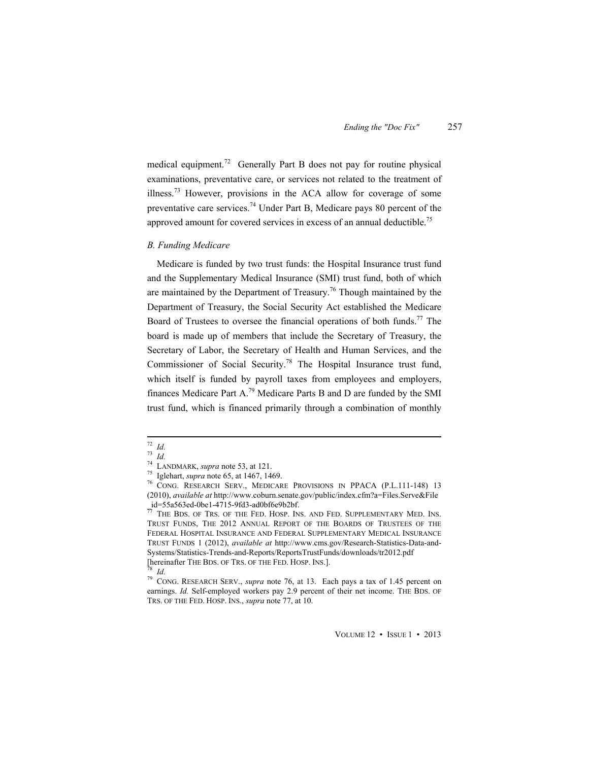medical equipment.[72] Generally Part B does not pay for routine physical examinations, preventative care, or services not related to the treatment of illness.[73] However, provisions in the ACA allow for coverage of some preventative care services.[74] Under Part B, Medicare pays 80 percent of the approved amount for covered services in excess of an annual deductible.[75]

### *B. Funding Medicare*

Medicare is funded by two trust funds: the Hospital Insurance trust fund and the Supplementary Medical Insurance (SMI) trust fund, both of which are maintained by the Department of Treasury.[76] Though maintained by the Department of Treasury, the Social Security Act established the Medicare Board of Trustees to oversee the financial operations of both funds.[77] The board is made up of members that include the Secretary of Treasury, the Secretary of Labor, the Secretary of Health and Human Services, and the Commissioner of Social Security.[78] The Hospital Insurance trust fund, which itself is funded by payroll taxes from employees and employers, finances Medicare Part A.[79] Medicare Parts B and D are funded by the SMI trust fund, which is financed primarily through a combination of monthly

---

[72] *Id.*

[73] *Id.*

[74] LANDMARK, *supra* note 53, at 121.

[75] Iglehart, *supra* note 65, at 1467, 1469.

[76] CONG. RESEARCH SERV., MEDICARE PROVISIONS IN PPACA (P.L.111-148) 13 (2010), *available at* http://www.coburn.senate.gov/public/index.cfm?a=Files.Serve&File_id=55a563ed-0be1-4715-9fd3-ad0bf6e9b2bf.

[77] THE BDS. OF TRS. OF THE FED. HOSP. INS. AND FED. SUPPLEMENTARY MED. INS. TRUST FUNDS, THE 2012 ANNUAL REPORT OF THE BOARDS OF TRUSTEES OF THE FEDERAL HOSPITAL INSURANCE AND FEDERAL SUPPLEMENTARY MEDICAL INSURANCE TRUST FUNDS 1 (2012), *available at* http://www.cms.gov/Research-Statistics-Data-and-Systems/Statistics-Trends-and-Reports/ReportsTrustFunds/downloads/tr2012.pdf [hereinafter THE BDS. OF TRS. OF THE FED. HOSP. INS.].

[78] *Id.*

[79] CONG. RESEARCH SERV., *supra* note 76, at 13. Each pays a tax of 1.45 percent on earnings. *Id.* Self-employed workers pay 2.9 percent of their net income. THE BDS. OF TRS. OF THE FED. HOSP. INS., *supra* note 77, at 10.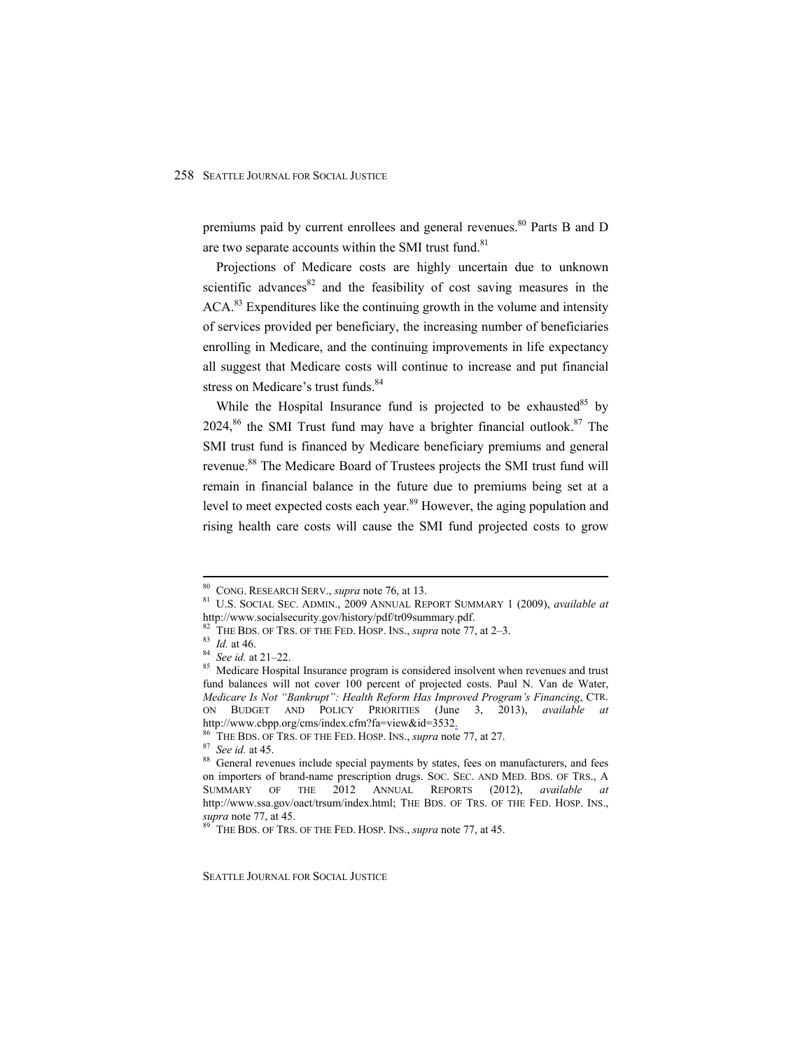premiums paid by current enrollees and general revenues.[80] Parts B and D are two separate accounts within the SMI trust fund.[81]

Projections of Medicare costs are highly uncertain due to unknown scientific advances[82] and the feasibility of cost saving measures in the ACA.[83] Expenditures like the continuing growth in the volume and intensity of services provided per beneficiary, the increasing number of beneficiaries enrolling in Medicare, and the continuing improvements in life expectancy all suggest that Medicare costs will continue to increase and put financial stress on Medicare's trust funds.[84]

While the Hospital Insurance fund is projected to be exhausted[85] by 2024,[86] the SMI Trust fund may have a brighter financial outlook.[87] The SMI trust fund is financed by Medicare beneficiary premiums and general revenue.[88] The Medicare Board of Trustees projects the SMI trust fund will remain in financial balance in the future due to premiums being set at a level to meet expected costs each year.[89] However, the aging population and rising health care costs will cause the SMI fund projected costs to grow

---

[80] CONG. RESEARCH SERV., *supra* note 76, at 13.

[81] U.S. SOCIAL SEC. ADMIN., 2009 ANNUAL REPORT SUMMARY 1 (2009), *available at* http://www.socialsecurity.gov/history/pdf/tr09summary.pdf.

[82] THE BDS. OF TRS. OF THE FED. HOSP. INS., *supra* note 77, at 2–3.

[83] *Id.* at 46.

[84] *See id.* at 21–22.

[85] Medicare Hospital Insurance program is considered insolvent when revenues and trust fund balances will not cover 100 percent of projected costs. Paul N. Van de Water, *Medicare Is Not "Bankrupt": Health Reform Has Improved Program's Financing*, CTR. ON BUDGET AND POLICY PRIORITIES (June 3, 2013), *available at* http://www.cbpp.org/cms/index.cfm?fa=view&id=3532.

[86] THE BDS. OF TRS. OF THE FED. HOSP. INS., *supra* note 77, at 27.

[87] *See id.* at 45.

[88] General revenues include special payments by states, fees on manufacturers, and fees on importers of brand-name prescription drugs. SOC. SEC. AND MED. BDS. OF TRS., A SUMMARY OF THE 2012 ANNUAL REPORTS (2012), *available at* http://www.ssa.gov/oact/trsum/index.html; THE BDS. OF TRS. OF THE FED. HOSP. INS., *supra* note 77, at 45.

[89] THE BDS. OF TRS. OF THE FED. HOSP. INS., *supra* note 77, at 45.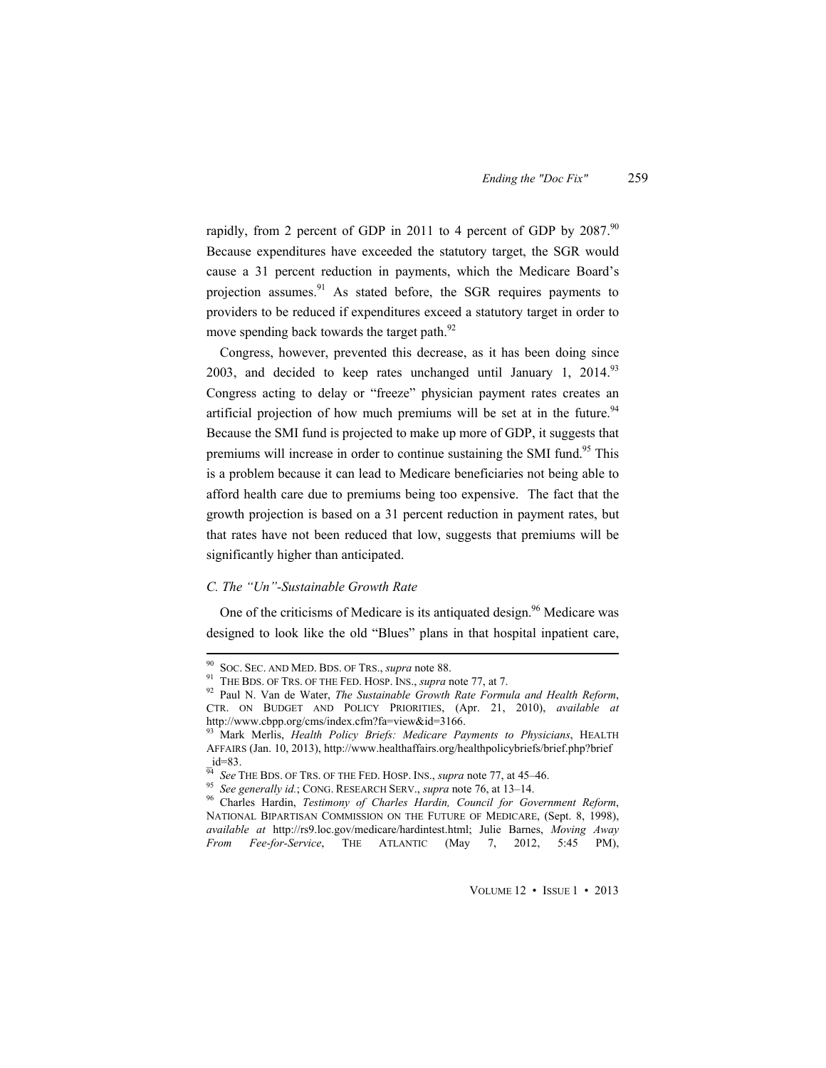rapidly, from 2 percent of GDP in 2011 to 4 percent of GDP by 2087.[90] Because expenditures have exceeded the statutory target, the SGR would cause a 31 percent reduction in payments, which the Medicare Board's projection assumes.[91] As stated before, the SGR requires payments to providers to be reduced if expenditures exceed a statutory target in order to move spending back towards the target path.[92]

Congress, however, prevented this decrease, as it has been doing since 2003, and decided to keep rates unchanged until January 1, 2014.[93] Congress acting to delay or "freeze" physician payment rates creates an artificial projection of how much premiums will be set at in the future.[94] Because the SMI fund is projected to make up more of GDP, it suggests that premiums will increase in order to continue sustaining the SMI fund.[95] This is a problem because it can lead to Medicare beneficiaries not being able to afford health care due to premiums being too expensive. The fact that the growth projection is based on a 31 percent reduction in payment rates, but that rates have not been reduced that low, suggests that premiums will be significantly higher than anticipated.

### *C. The "Un"-Sustainable Growth Rate*

One of the criticisms of Medicare is its antiquated design.[96] Medicare was designed to look like the old "Blues" plans in that hospital inpatient care,

---

[90] SOC. SEC. AND MED. BDS. OF TRS., *supra* note 88.

[91] THE BDS. OF TRS. OF THE FED. HOSP. INS., *supra* note 77, at 7.

[92] Paul N. Van de Water, *The Sustainable Growth Rate Formula and Health Reform*, CTR. ON BUDGET AND POLICY PRIORITIES, (Apr. 21, 2010), *available at* http://www.cbpp.org/cms/index.cfm?fa=view&id=3166.

[93] Mark Merlis, *Health Policy Briefs: Medicare Payments to Physicians*, HEALTH AFFAIRS (Jan. 10, 2013), http://www.healthaffairs.org/healthpolicybriefs/brief.php?brief_id=83.

[94] *See* THE BDS. OF TRS. OF THE FED. HOSP. INS., *supra* note 77, at 45–46.

[95] *See generally id.*; CONG. RESEARCH SERV., *supra* note 76, at 13–14.

[96] Charles Hardin, *Testimony of Charles Hardin, Council for Government Reform*, NATIONAL BIPARTISAN COMMISSION ON THE FUTURE OF MEDICARE, (Sept. 8, 1998), *available at* http://rs9.loc.gov/medicare/hardintest.html; Julie Barnes, *Moving Away From Fee-for-Service*, THE ATLANTIC (May 7, 2012, 5:45 PM),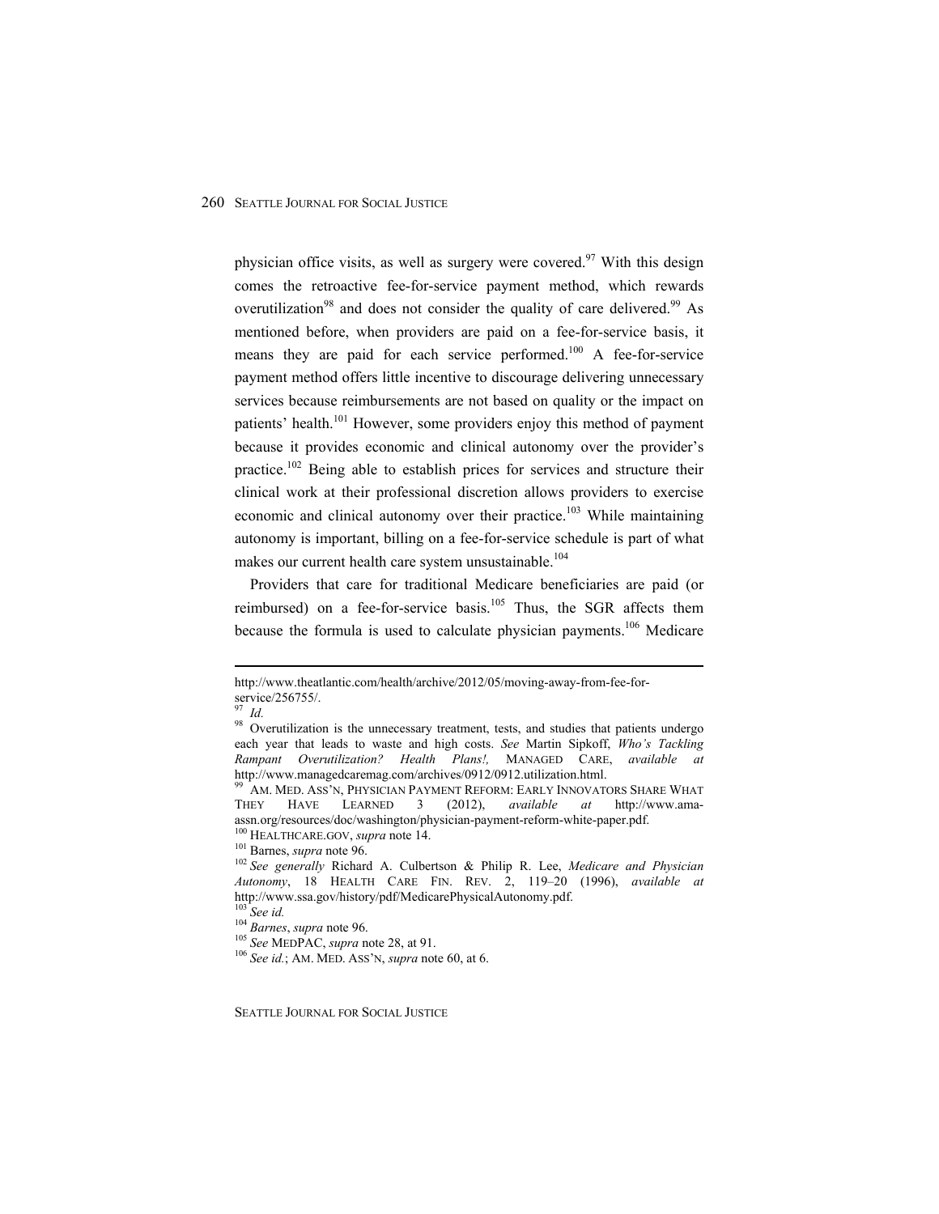physician office visits, as well as surgery were covered.[97] With this design comes the retroactive fee-for-service payment method, which rewards overutilization[98] and does not consider the quality of care delivered.[99] As mentioned before, when providers are paid on a fee-for-service basis, it means they are paid for each service performed.[100] A fee-for-service payment method offers little incentive to discourage delivering unnecessary services because reimbursements are not based on quality or the impact on patients' health.[101] However, some providers enjoy this method of payment because it provides economic and clinical autonomy over the provider's practice.[102] Being able to establish prices for services and structure their clinical work at their professional discretion allows providers to exercise economic and clinical autonomy over their practice.[103] While maintaining autonomy is important, billing on a fee-for-service schedule is part of what makes our current health care system unsustainable.[104]

Providers that care for traditional Medicare beneficiaries are paid (or reimbursed) on a fee-for-service basis.[105] Thus, the SGR affects them because the formula is used to calculate physician payments.[106] Medicare

---

http://www.theatlantic.com/health/archive/2012/05/moving-away-from-fee-for-service/256755/.

[97] *Id.*

[98] Overutilization is the unnecessary treatment, tests, and studies that patients undergo each year that leads to waste and high costs. *See* Martin Sipkoff, *Who's Tackling Rampant Overutilization? Health Plans!,* MANAGED CARE, *available at* http://www.managedcaremag.com/archives/0912/0912.utilization.html.

[99] AM. MED. ASS'N, PHYSICIAN PAYMENT REFORM: EARLY INNOVATORS SHARE WHAT THEY HAVE LEARNED 3 (2012), *available at* http://www.ama-assn.org/resources/doc/washington/physician-payment-reform-white-paper.pdf.

[100] HEALTHCARE.GOV, *supra* note 14.

[101] Barnes, *supra* note 96.

[102] *See generally* Richard A. Culbertson & Philip R. Lee, *Medicare and Physician Autonomy*, 18 HEALTH CARE FIN. REV. 2, 119–20 (1996), *available at* http://www.ssa.gov/history/pdf/MedicarePhysicalAutonomy.pdf.

[103] *See id.*

[104] *Barnes*, *supra* note 96.

[105] *See* MEDPAC, *supra* note 28, at 91.

[106] *See id.*; AM. MED. ASS'N, *supra* note 60, at 6.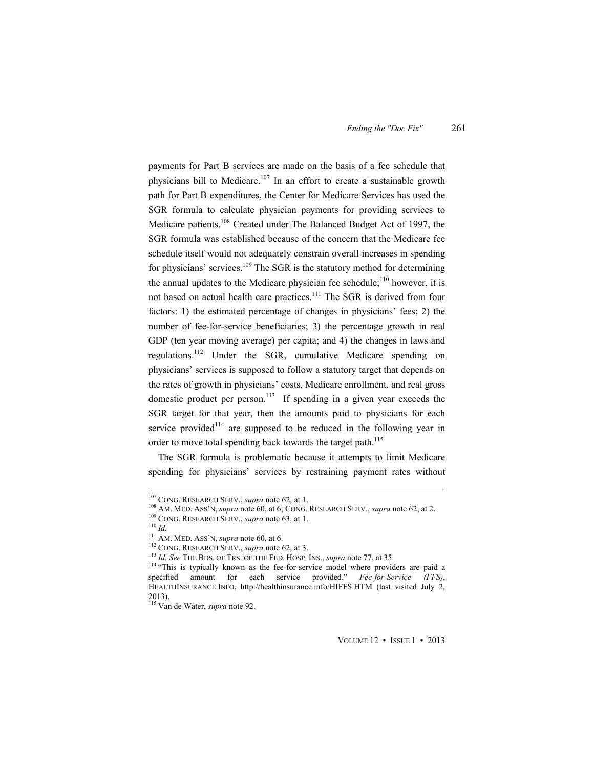payments for Part B services are made on the basis of a fee schedule that physicians bill to Medicare.[107] In an effort to create a sustainable growth path for Part B expenditures, the Center for Medicare Services has used the SGR formula to calculate physician payments for providing services to Medicare patients.[108] Created under The Balanced Budget Act of 1997, the SGR formula was established because of the concern that the Medicare fee schedule itself would not adequately constrain overall increases in spending for physicians' services.[109] The SGR is the statutory method for determining the annual updates to the Medicare physician fee schedule;[110] however, it is not based on actual health care practices.[111] The SGR is derived from four factors: 1) the estimated percentage of changes in physicians' fees; 2) the number of fee-for-service beneficiaries; 3) the percentage growth in real GDP (ten year moving average) per capita; and 4) the changes in laws and regulations.[112] Under the SGR, cumulative Medicare spending on physicians' services is supposed to follow a statutory target that depends on the rates of growth in physicians' costs, Medicare enrollment, and real gross domestic product per person.[113] If spending in a given year exceeds the SGR target for that year, then the amounts paid to physicians for each service provided[114] are supposed to be reduced in the following year in order to move total spending back towards the target path.[115]

The SGR formula is problematic because it attempts to limit Medicare spending for physicians' services by restraining payment rates without

---

[107] CONG. RESEARCH SERV., *supra* note 62, at 1.

[108] AM. MED. ASS'N, *supra* note 60, at 6; CONG. RESEARCH SERV., *supra* note 62, at 2.

[109] CONG. RESEARCH SERV., *supra* note 63, at 1.

[110] *Id.*

[111] AM. MED. ASS'N, *supra* note 60, at 6.

[112] CONG. RESEARCH SERV., *supra* note 62, at 3.

[113] *Id. See* THE BDS. OF TRS. OF THE FED. HOSP. INS., *supra* note 77, at 35.

[114] "This is typically known as the fee-for-service model where providers are paid a specified amount for each service provided." *Fee-for-Service (FFS)*, HEALTHINSURANCE.INFO, http://healthinsurance.info/HIFFS.HTM (last visited July 2, 2013).

[115] Van de Water, *supra* note 92.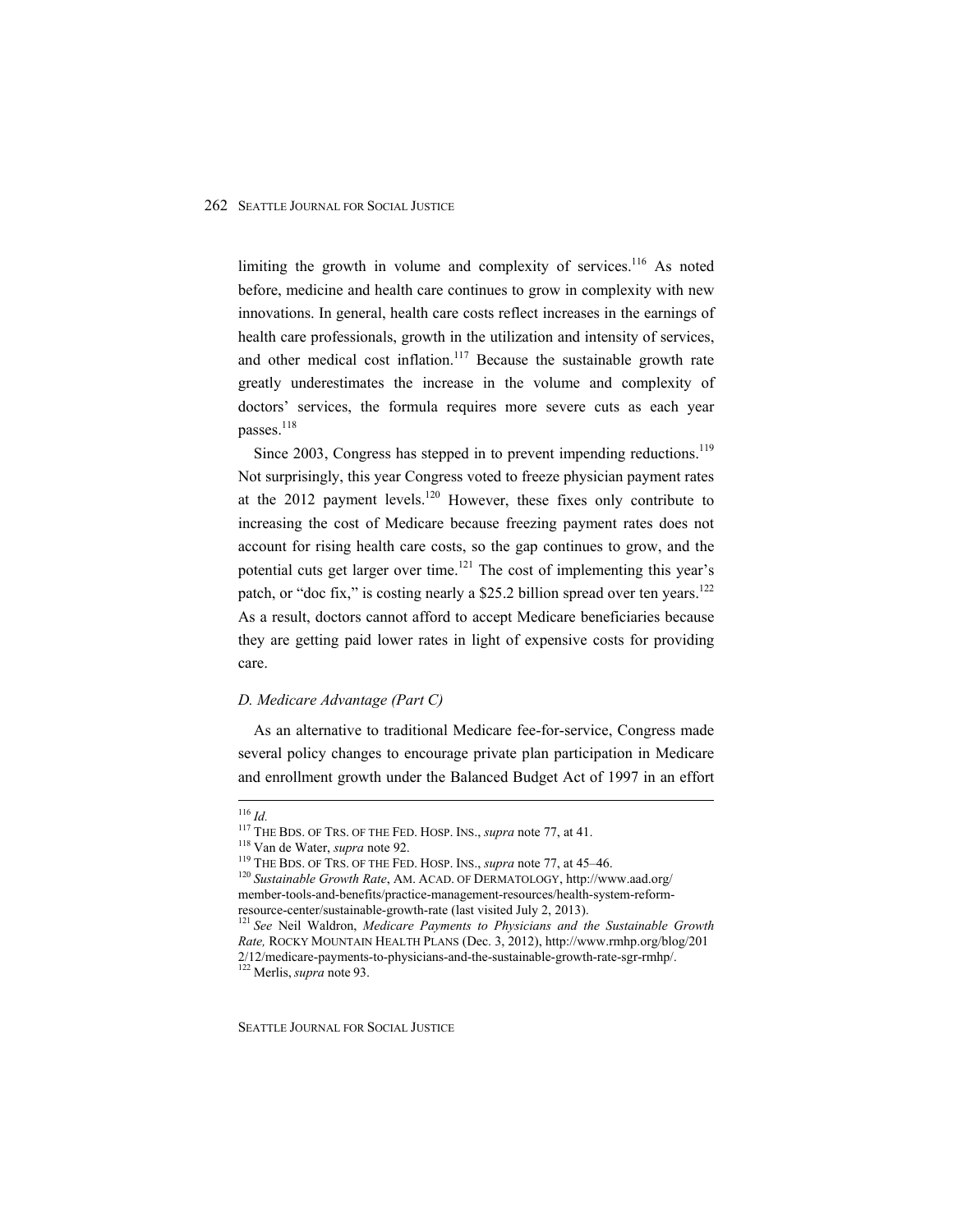limiting the growth in volume and complexity of services.[116] As noted before, medicine and health care continues to grow in complexity with new innovations. In general, health care costs reflect increases in the earnings of health care professionals, growth in the utilization and intensity of services, and other medical cost inflation.[117] Because the sustainable growth rate greatly underestimates the increase in the volume and complexity of doctors' services, the formula requires more severe cuts as each year passes.[118]

Since 2003, Congress has stepped in to prevent impending reductions.[119] Not surprisingly, this year Congress voted to freeze physician payment rates at the 2012 payment levels.[120] However, these fixes only contribute to increasing the cost of Medicare because freezing payment rates does not account for rising health care costs, so the gap continues to grow, and the potential cuts get larger over time.[121] The cost of implementing this year's patch, or "doc fix," is costing nearly a $25.2 billion spread over ten years.[122] As a result, doctors cannot afford to accept Medicare beneficiaries because they are getting paid lower rates in light of expensive costs for providing care.

### *D. Medicare Advantage (Part C)*

As an alternative to traditional Medicare fee-for-service, Congress made several policy changes to encourage private plan participation in Medicare and enrollment growth under the Balanced Budget Act of 1997 in an effort

---

[116] *Id.*

[117] THE BDS. OF TRS. OF THE FED. HOSP. INS., *supra* note 77, at 41.

[118] Van de Water, *supra* note 92.

[119] THE BDS. OF TRS. OF THE FED. HOSP. INS., *supra* note 77, at 45–46.

[120] *Sustainable Growth Rate*, AM. ACAD. OF DERMATOLOGY, http://www.aad.org/member-tools-and-benefits/practice-management-resources/health-system-reform-resource-center/sustainable-growth-rate (last visited July 2, 2013).

[121] *See* Neil Waldron, *Medicare Payments to Physicians and the Sustainable Growth Rate,* ROCKY MOUNTAIN HEALTH PLANS (Dec. 3, 2012), http://www.rmhp.org/blog/2012/12/medicare-payments-to-physicians-and-the-sustainable-growth-rate-sgr-rmhp/.

[122] Merlis, *supra* note 93.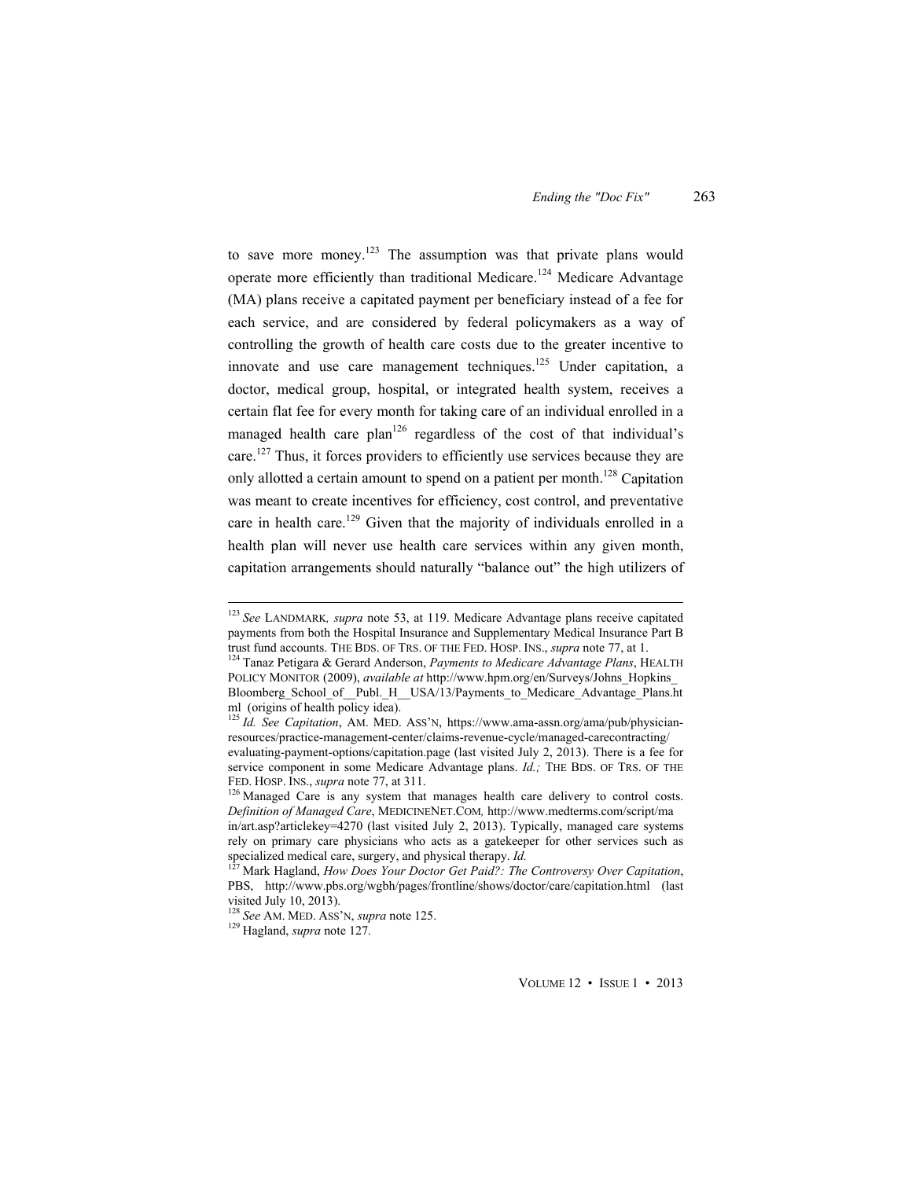to save more money.[123] The assumption was that private plans would operate more efficiently than traditional Medicare.[124] Medicare Advantage (MA) plans receive a capitated payment per beneficiary instead of a fee for each service, and are considered by federal policymakers as a way of controlling the growth of health care costs due to the greater incentive to innovate and use care management techniques.[125] Under capitation, a doctor, medical group, hospital, or integrated health system, receives a certain flat fee for every month for taking care of an individual enrolled in a managed health care plan[126] regardless of the cost of that individual's care.[127] Thus, it forces providers to efficiently use services because they are only allotted a certain amount to spend on a patient per month.[128] Capitation was meant to create incentives for efficiency, cost control, and preventative care in health care.[129] Given that the majority of individuals enrolled in a health plan will never use health care services within any given month, capitation arrangements should naturally "balance out" the high utilizers of

---

[123] *See* LANDMARK*, supra* note 53, at 119. Medicare Advantage plans receive capitated payments from both the Hospital Insurance and Supplementary Medical Insurance Part B trust fund accounts. THE BDS. OF TRS. OF THE FED. HOSP. INS., *supra* note 77, at 1.

[124] Tanaz Petigara & Gerard Anderson, *Payments to Medicare Advantage Plans*, HEALTH POLICY MONITOR (2009), *available at* http://www.hpm.org/en/Surveys/Johns_Hopkins_Bloomberg_School_of__Publ._H__USA/13/Payments_to_Medicare_Advantage_Plans.html (origins of health policy idea).

[125] *Id. See Capitation*, AM. MED. ASS'N, https://www.ama-assn.org/ama/pub/physician-resources/practice-management-center/claims-revenue-cycle/managed-carecontracting/evaluating-payment-options/capitation.page (last visited July 2, 2013). There is a fee for service component in some Medicare Advantage plans. *Id.;* THE BDS. OF TRS. OF THE FED. HOSP. INS., *supra* note 77, at 311.

[126] Managed Care is any system that manages health care delivery to control costs. *Definition of Managed Care*, MEDICINENET.COM*,* http://www.medterms.com/script/main/art.asp?articlekey=4270 (last visited July 2, 2013). Typically, managed care systems rely on primary care physicians who acts as a gatekeeper for other services such as specialized medical care, surgery, and physical therapy. *Id.*

[127] Mark Hagland, *How Does Your Doctor Get Paid?: The Controversy Over Capitation*, PBS, http://www.pbs.org/wgbh/pages/frontline/shows/doctor/care/capitation.html (last visited July 10, 2013).

[128] *See* AM. MED. ASS'N, *supra* note 125.

[129] Hagland, *supra* note 127.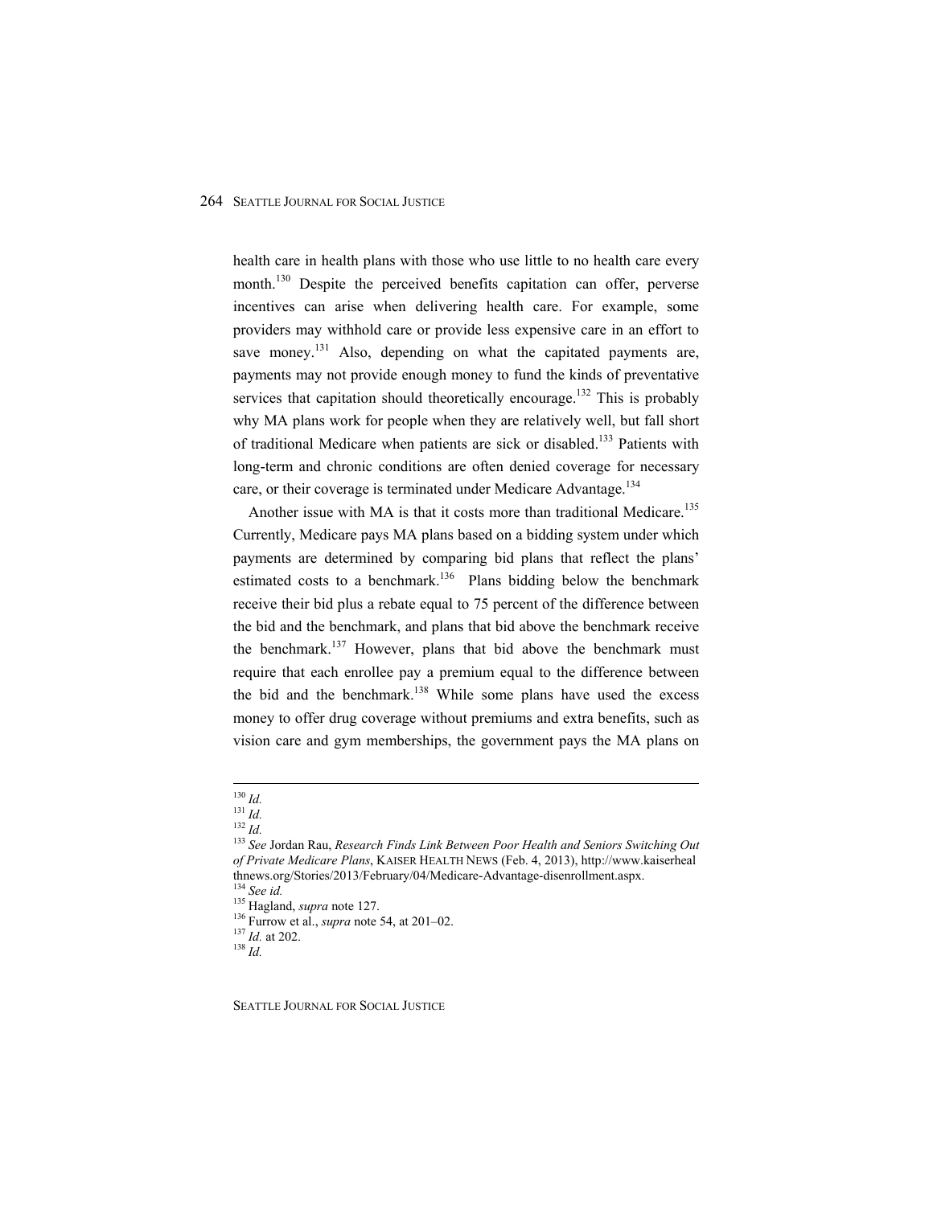health care in health plans with those who use little to no health care every month.[130] Despite the perceived benefits capitation can offer, perverse incentives can arise when delivering health care. For example, some providers may withhold care or provide less expensive care in an effort to save money.[131] Also, depending on what the capitated payments are, payments may not provide enough money to fund the kinds of preventative services that capitation should theoretically encourage.[132] This is probably why MA plans work for people when they are relatively well, but fall short of traditional Medicare when patients are sick or disabled.[133] Patients with long-term and chronic conditions are often denied coverage for necessary care, or their coverage is terminated under Medicare Advantage.[134]

Another issue with MA is that it costs more than traditional Medicare.[135] Currently, Medicare pays MA plans based on a bidding system under which payments are determined by comparing bid plans that reflect the plans' estimated costs to a benchmark.[136] Plans bidding below the benchmark receive their bid plus a rebate equal to 75 percent of the difference between the bid and the benchmark, and plans that bid above the benchmark receive the benchmark.[137] However, plans that bid above the benchmark must require that each enrollee pay a premium equal to the difference between the bid and the benchmark.[138] While some plans have used the excess money to offer drug coverage without premiums and extra benefits, such as vision care and gym memberships, the government pays the MA plans on

---

[130] *Id.*

[131] *Id.*

[132] *Id.*

[133] *See* Jordan Rau, *Research Finds Link Between Poor Health and Seniors Switching Out of Private Medicare Plans*, KAISER HEALTH NEWS (Feb. 4, 2013), http://www.kaiserhealthnews.org/Stories/2013/February/04/Medicare-Advantage-disenrollment.aspx.

[134] *See id.*

[135] Hagland, *supra* note 127.

[136] Furrow et al., *supra* note 54, at 201–02.

[137] *Id.* at 202.

[138] *Id.*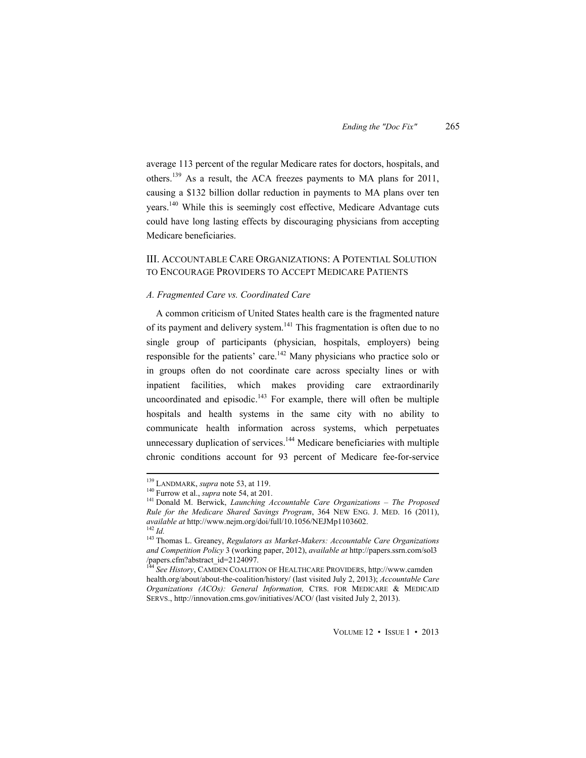average 113 percent of the regular Medicare rates for doctors, hospitals, and others.[139] As a result, the ACA freezes payments to MA plans for 2011, causing a $132 billion dollar reduction in payments to MA plans over ten years.[140] While this is seemingly cost effective, Medicare Advantage cuts could have long lasting effects by discouraging physicians from accepting Medicare beneficiaries.

## III. Accountable Care Organizations: A Potential Solution to Encourage Providers to Accept Medicare Patients

### *A. Fragmented Care vs. Coordinated Care*

A common criticism of United States health care is the fragmented nature of its payment and delivery system.[141] This fragmentation is often due to no single group of participants (physician, hospitals, employers) being responsible for the patients' care.[142] Many physicians who practice solo or in groups often do not coordinate care across specialty lines or with inpatient facilities, which makes providing care extraordinarily uncoordinated and episodic.[143] For example, there will often be multiple hospitals and health systems in the same city with no ability to communicate health information across systems, which perpetuates unnecessary duplication of services.[144] Medicare beneficiaries with multiple chronic conditions account for 93 percent of Medicare fee-for-service

---

[139] LANDMARK, *supra* note 53, at 119.

[140] Furrow et al., *supra* note 54, at 201.

[141] Donald M. Berwick, *Launching Accountable Care Organizations – The Proposed Rule for the Medicare Shared Savings Program*, 364 NEW ENG. J. MED. 16 (2011), *available at* http://www.nejm.org/doi/full/10.1056/NEJMp1103602.

[142] *Id.*

[143] Thomas L. Greaney, *Regulators as Market-Makers: Accountable Care Organizations and Competition Policy* 3 (working paper, 2012), *available at* http://papers.ssrn.com/sol3/papers.cfm?abstract_id=2124097.

[144] *See History*, CAMDEN COALITION OF HEALTHCARE PROVIDERS, http://www.camdenhealth.org/about/about-the-coalition/history/ (last visited July 2, 2013); *Accountable Care Organizations (ACOs): General Information,* CTRS. FOR MEDICARE & MEDICAID SERVS., http://innovation.cms.gov/initiatives/ACO/ (last visited July 2, 2013).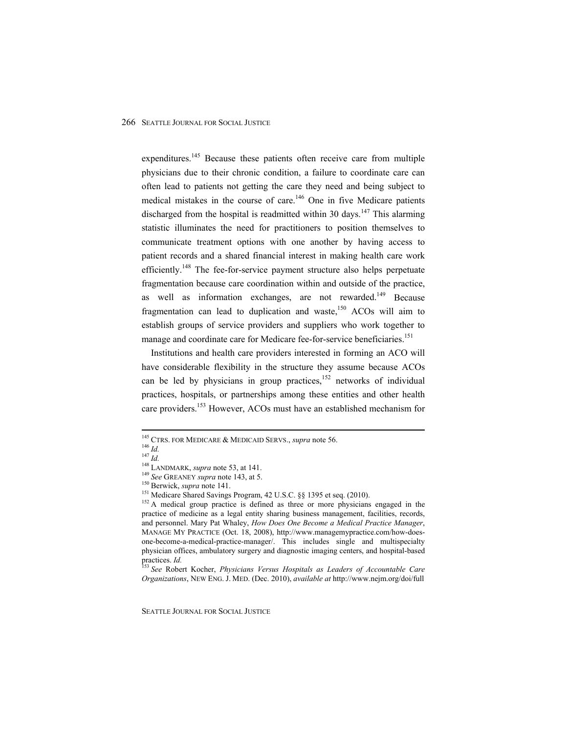expenditures.[145] Because these patients often receive care from multiple physicians due to their chronic condition, a failure to coordinate care can often lead to patients not getting the care they need and being subject to medical mistakes in the course of care.[146] One in five Medicare patients discharged from the hospital is readmitted within 30 days.[147] This alarming statistic illuminates the need for practitioners to position themselves to communicate treatment options with one another by having access to patient records and a shared financial interest in making health care work efficiently.[148] The fee-for-service payment structure also helps perpetuate fragmentation because care coordination within and outside of the practice, as well as information exchanges, are not rewarded.[149] Because fragmentation can lead to duplication and waste,[150] ACOs will aim to establish groups of service providers and suppliers who work together to manage and coordinate care for Medicare fee-for-service beneficiaries.[151]

Institutions and health care providers interested in forming an ACO will have considerable flexibility in the structure they assume because ACOs can be led by physicians in group practices,[152] networks of individual practices, hospitals, or partnerships among these entities and other health care providers.[153] However, ACOs must have an established mechanism for

---

[145] CTRS. FOR MEDICARE & MEDICAID SERVS., *supra* note 56.

[146] *Id.*

[147] *Id.*

[148] LANDMARK, *supra* note 53, at 141.

[149] *See* GREANEY *supra* note 143, at 5.

[150] Berwick, *supra* note 141.

[151] Medicare Shared Savings Program, 42 U.S.C. §§ 1395 et seq. (2010).

[152] A medical group practice is defined as three or more physicians engaged in the practice of medicine as a legal entity sharing business management, facilities, records, and personnel. Mary Pat Whaley, *How Does One Become a Medical Practice Manager*, MANAGE MY PRACTICE (Oct. 18, 2008), http://www.managemypractice.com/how-does-one-become-a-medical-practice-manager/. This includes single and multispecialty physician offices, ambulatory surgery and diagnostic imaging centers, and hospital-based practices. *Id.*

[153] *See* Robert Kocher, *Physicians Versus Hospitals as Leaders of Accountable Care Organizations*, NEW ENG. J. MED. (Dec. 2010), *available at* http://www.nejm.org/doi/full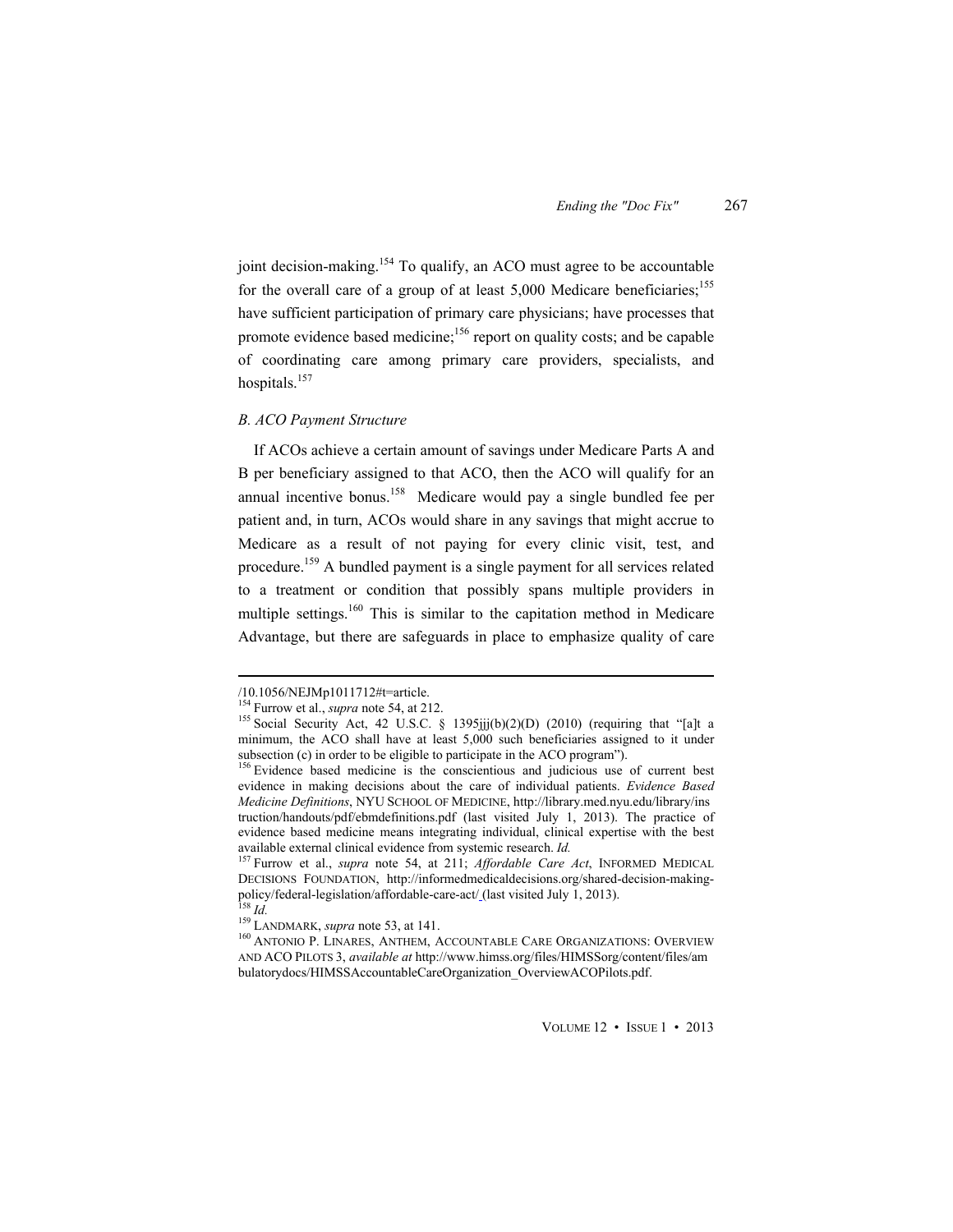joint decision-making.[154] To qualify, an ACO must agree to be accountable for the overall care of a group of at least 5,000 Medicare beneficiaries;[155] have sufficient participation of primary care physicians; have processes that promote evidence based medicine;[156] report on quality costs; and be capable of coordinating care among primary care providers, specialists, and hospitals.[157]

### *B. ACO Payment Structure*

If ACOs achieve a certain amount of savings under Medicare Parts A and B per beneficiary assigned to that ACO, then the ACO will qualify for an annual incentive bonus.[158] Medicare would pay a single bundled fee per patient and, in turn, ACOs would share in any savings that might accrue to Medicare as a result of not paying for every clinic visit, test, and procedure.[159] A bundled payment is a single payment for all services related to a treatment or condition that possibly spans multiple providers in multiple settings.[160] This is similar to the capitation method in Medicare Advantage, but there are safeguards in place to emphasize quality of care

---

/10.1056/NEJMp1011712#t=article.

[154] Furrow et al., *supra* note 54, at 212.

[155] Social Security Act, 42 U.S.C. § 1395jjj(b)(2)(D) (2010) (requiring that "[a]t a minimum, the ACO shall have at least 5,000 such beneficiaries assigned to it under subsection (c) in order to be eligible to participate in the ACO program").

[156] Evidence based medicine is the conscientious and judicious use of current best evidence in making decisions about the care of individual patients. *Evidence Based Medicine Definitions*, NYU SCHOOL OF MEDICINE, http://library.med.nyu.edu/library/instruction/handouts/pdf/ebmdefinitions.pdf (last visited July 1, 2013). The practice of evidence based medicine means integrating individual, clinical expertise with the best available external clinical evidence from systemic research. *Id.*

[157] Furrow et al., *supra* note 54, at 211; *Affordable Care Act*, INFORMED MEDICAL DECISIONS FOUNDATION, http://informedmedicaldecisions.org/shared-decision-making-policy/federal-legislation/affordable-care-act/ (last visited July 1, 2013).

[158] *Id.*

[159] LANDMARK, *supra* note 53, at 141.

[160] ANTONIO P. LINARES, ANTHEM, ACCOUNTABLE CARE ORGANIZATIONS: OVERVIEW AND ACO PILOTS 3, *available at* http://www.himss.org/files/HIMSSorg/content/files/ambulatorydocs/HIMSSAccountableCareOrganization_OverviewACOPilots.pdf.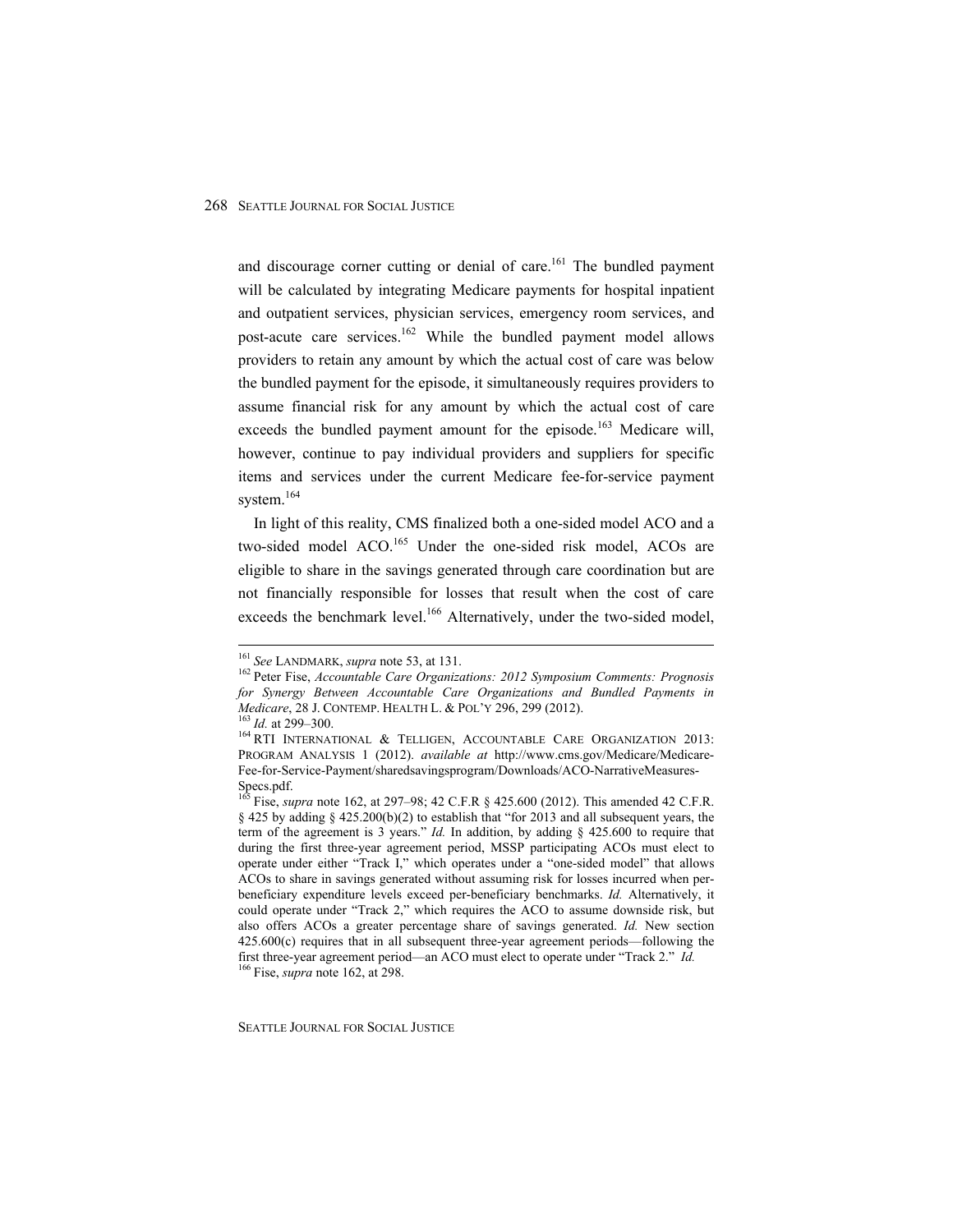and discourage corner cutting or denial of care.[161] The bundled payment will be calculated by integrating Medicare payments for hospital inpatient and outpatient services, physician services, emergency room services, and post-acute care services.[162] While the bundled payment model allows providers to retain any amount by which the actual cost of care was below the bundled payment for the episode, it simultaneously requires providers to assume financial risk for any amount by which the actual cost of care exceeds the bundled payment amount for the episode.[163] Medicare will, however, continue to pay individual providers and suppliers for specific items and services under the current Medicare fee-for-service payment system.[164]

In light of this reality, CMS finalized both a one-sided model ACO and a two-sided model ACO.[165] Under the one-sided risk model, ACOs are eligible to share in the savings generated through care coordination but are not financially responsible for losses that result when the cost of care exceeds the benchmark level.[166] Alternatively, under the two-sided model,

---

[161] *See* LANDMARK, *supra* note 53, at 131.

[162] Peter Fise, *Accountable Care Organizations: 2012 Symposium Comments: Prognosis for Synergy Between Accountable Care Organizations and Bundled Payments in Medicare*, 28 J. CONTEMP. HEALTH L. & POL'Y 296, 299 (2012).

[163] *Id.* at 299–300.

[164] RTI INTERNATIONAL & TELLIGEN, ACCOUNTABLE CARE ORGANIZATION 2013: PROGRAM ANALYSIS 1 (2012). *available at* http://www.cms.gov/Medicare/Medicare-Fee-for-Service-Payment/sharedsavingsprogram/Downloads/ACO-NarrativeMeasures-Specs.pdf.

[165] Fise, *supra* note 162, at 297–98; 42 C.F.R § 425.600 (2012). This amended 42 C.F.R. § 425 by adding § 425.200(b)(2) to establish that "for 2013 and all subsequent years, the term of the agreement is 3 years." *Id.* In addition, by adding § 425.600 to require that during the first three-year agreement period, MSSP participating ACOs must elect to operate under either "Track I," which operates under a "one-sided model" that allows ACOs to share in savings generated without assuming risk for losses incurred when per-beneficiary expenditure levels exceed per-beneficiary benchmarks. *Id.* Alternatively, it could operate under "Track 2," which requires the ACO to assume downside risk, but also offers ACOs a greater percentage share of savings generated. *Id.* New section 425.600(c) requires that in all subsequent three-year agreement periods—following the first three-year agreement period—an ACO must elect to operate under "Track 2." *Id.*

[166] Fise, *supra* note 162, at 298.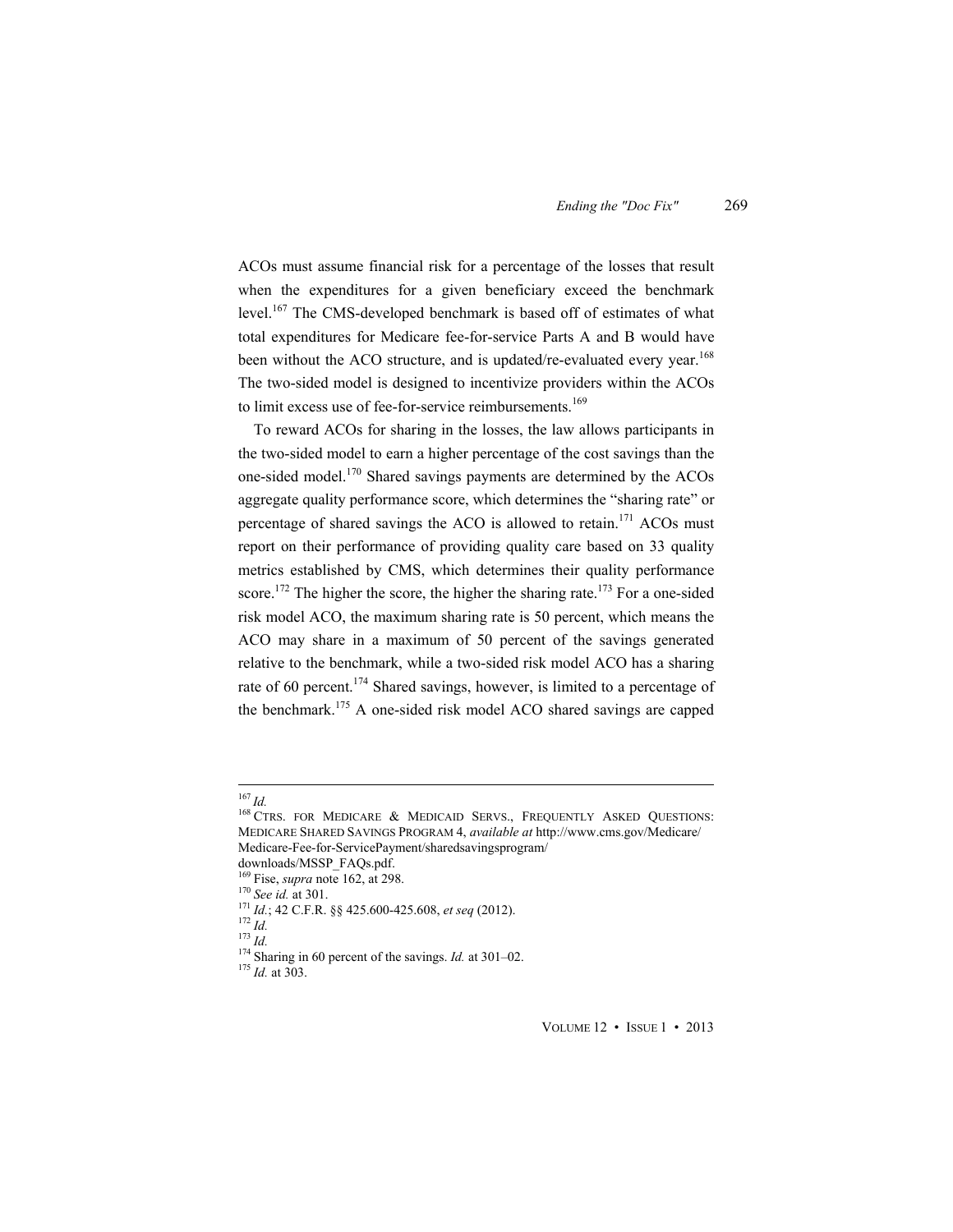ACOs must assume financial risk for a percentage of the losses that result when the expenditures for a given beneficiary exceed the benchmark level.[167] The CMS-developed benchmark is based off of estimates of what total expenditures for Medicare fee-for-service Parts A and B would have been without the ACO structure, and is updated/re-evaluated every year.[168] The two-sided model is designed to incentivize providers within the ACOs to limit excess use of fee-for-service reimbursements.[169]

To reward ACOs for sharing in the losses, the law allows participants in the two-sided model to earn a higher percentage of the cost savings than the one-sided model.[170] Shared savings payments are determined by the ACOs aggregate quality performance score, which determines the "sharing rate" or percentage of shared savings the ACO is allowed to retain.[171] ACOs must report on their performance of providing quality care based on 33 quality metrics established by CMS, which determines their quality performance score.[172] The higher the score, the higher the sharing rate.[173] For a one-sided risk model ACO, the maximum sharing rate is 50 percent, which means the ACO may share in a maximum of 50 percent of the savings generated relative to the benchmark, while a two-sided risk model ACO has a sharing rate of 60 percent.[174] Shared savings, however, is limited to a percentage of the benchmark.[175] A one-sided risk model ACO shared savings are capped

---

[167] *Id.*

[168] CTRS. FOR MEDICARE & MEDICAID SERVS., FREQUENTLY ASKED QUESTIONS: MEDICARE SHARED SAVINGS PROGRAM 4, *available at* http://www.cms.gov/Medicare/Medicare-Fee-for-ServicePayment/sharedsavingsprogram/downloads/MSSP_FAQs.pdf.

[169] Fise, *supra* note 162, at 298.

[170] *See id.* at 301.

[171] *Id.*; 42 C.F.R. §§ 425.600-425.608, *et seq* (2012).

[172] *Id.*

[173] *Id.*

[174] Sharing in 60 percent of the savings. *Id.* at 301–02.

[175] *Id.* at 303.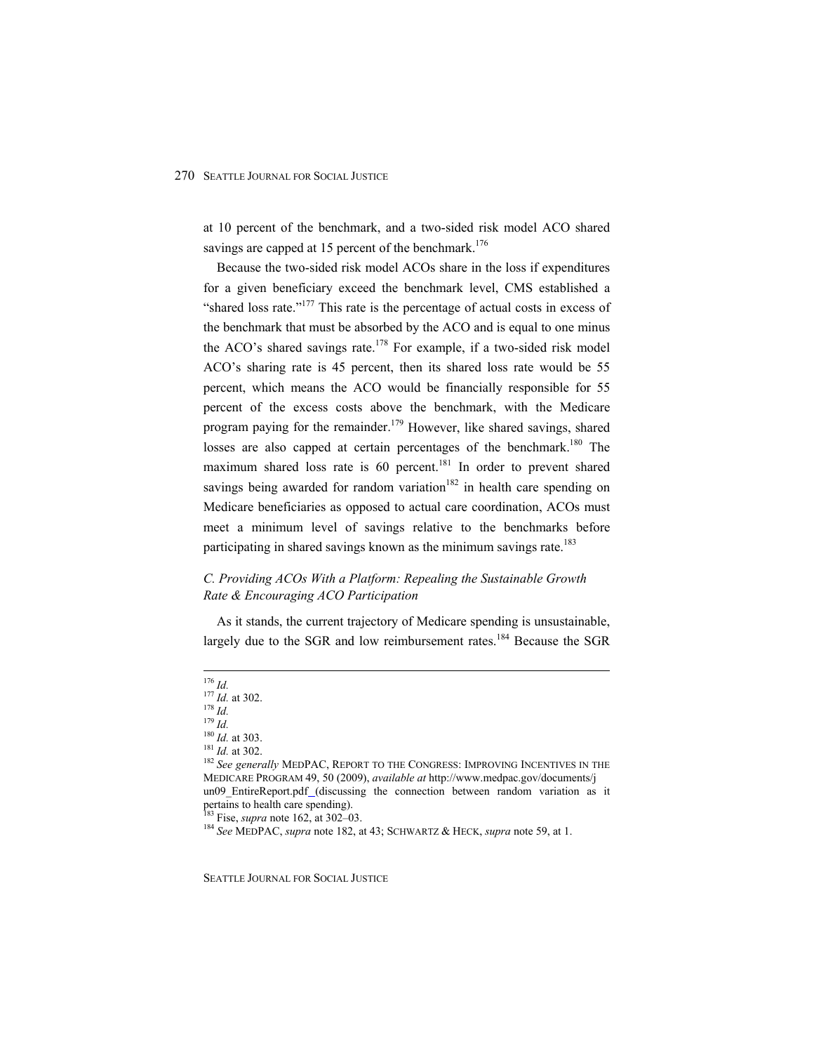at 10 percent of the benchmark, and a two-sided risk model ACO shared savings are capped at 15 percent of the benchmark.[176]

Because the two-sided risk model ACOs share in the loss if expenditures for a given beneficiary exceed the benchmark level, CMS established a "shared loss rate."[177] This rate is the percentage of actual costs in excess of the benchmark that must be absorbed by the ACO and is equal to one minus the ACO's shared savings rate.[178] For example, if a two-sided risk model ACO's sharing rate is 45 percent, then its shared loss rate would be 55 percent, which means the ACO would be financially responsible for 55 percent of the excess costs above the benchmark, with the Medicare program paying for the remainder.[179] However, like shared savings, shared losses are also capped at certain percentages of the benchmark.[180] The maximum shared loss rate is 60 percent.[181] In order to prevent shared savings being awarded for random variation[182] in health care spending on Medicare beneficiaries as opposed to actual care coordination, ACOs must meet a minimum level of savings relative to the benchmarks before participating in shared savings known as the minimum savings rate.[183]

### *C. Providing ACOs With a Platform: Repealing the Sustainable Growth Rate & Encouraging ACO Participation*

As it stands, the current trajectory of Medicare spending is unsustainable, largely due to the SGR and low reimbursement rates.[184] Because the SGR

---

[176] *Id.*
[177] *Id.* at 302.
[178] *Id.*
[179] *Id.*
[180] *Id.* at 303.
[181] *Id.* at 302.
[182] *See generally* MEDPAC, REPORT TO THE CONGRESS: IMPROVING INCENTIVES IN THE MEDICARE PROGRAM 49, 50 (2009), *available at* http://www.medpac.gov/documents/jun09_EntireReport.pdf (discussing the connection between random variation as it pertains to health care spending).
[183] Fise, *supra* note 162, at 302–03.
[184] *See* MEDPAC, *supra* note 182, at 43; SCHWARTZ & HECK, *supra* note 59, at 1.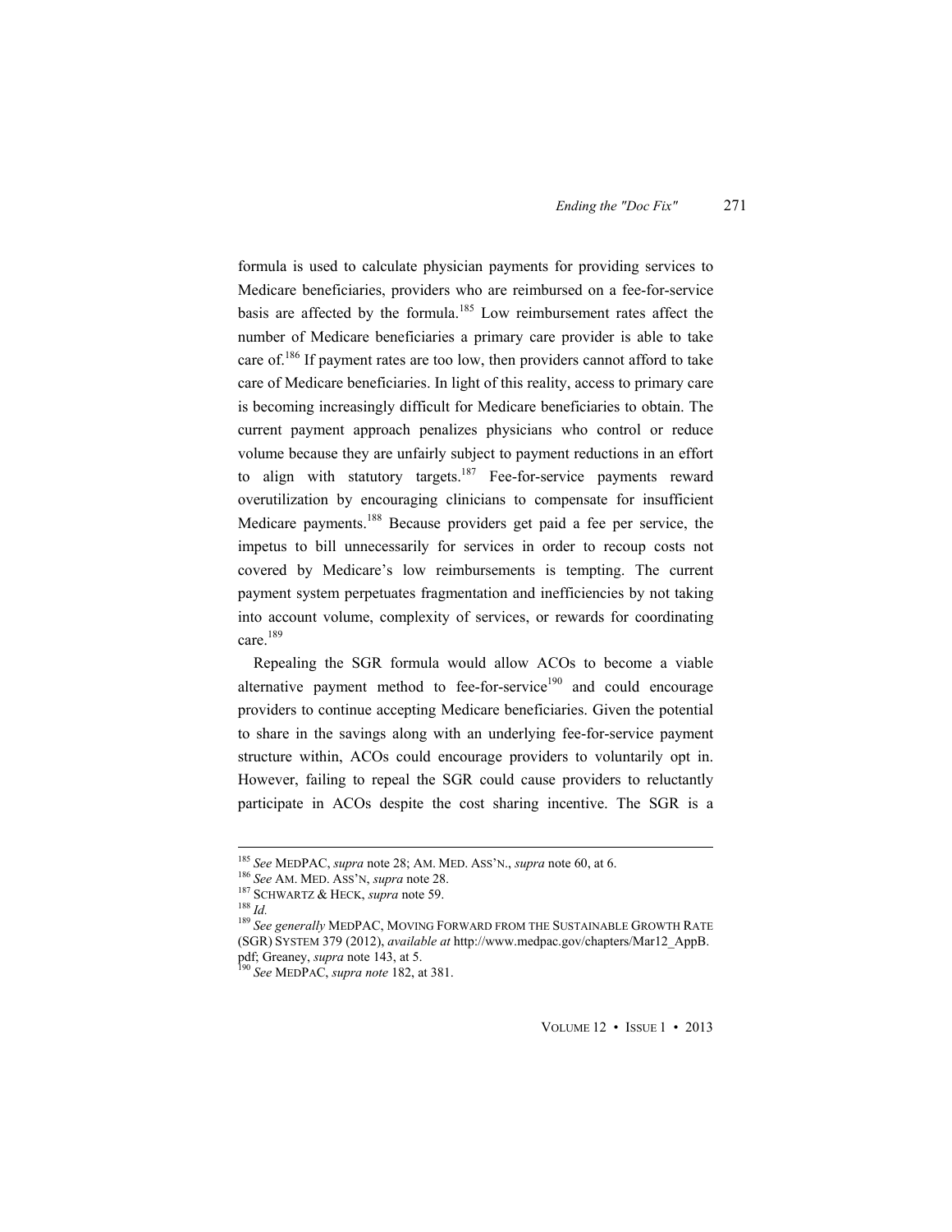formula is used to calculate physician payments for providing services to Medicare beneficiaries, providers who are reimbursed on a fee-for-service basis are affected by the formula.[185] Low reimbursement rates affect the number of Medicare beneficiaries a primary care provider is able to take care of.[186] If payment rates are too low, then providers cannot afford to take care of Medicare beneficiaries. In light of this reality, access to primary care is becoming increasingly difficult for Medicare beneficiaries to obtain. The current payment approach penalizes physicians who control or reduce volume because they are unfairly subject to payment reductions in an effort to align with statutory targets.[187] Fee-for-service payments reward overutilization by encouraging clinicians to compensate for insufficient Medicare payments.[188] Because providers get paid a fee per service, the impetus to bill unnecessarily for services in order to recoup costs not covered by Medicare's low reimbursements is tempting. The current payment system perpetuates fragmentation and inefficiencies by not taking into account volume, complexity of services, or rewards for coordinating care.[189]

Repealing the SGR formula would allow ACOs to become a viable alternative payment method to fee-for-service[190] and could encourage providers to continue accepting Medicare beneficiaries. Given the potential to share in the savings along with an underlying fee-for-service payment structure within, ACOs could encourage providers to voluntarily opt in. However, failing to repeal the SGR could cause providers to reluctantly participate in ACOs despite the cost sharing incentive. The SGR is a

---

[185] *See* MEDPAC, *supra* note 28; AM. MED. ASS'N., *supra* note 60, at 6.

[186] *See* AM. MED. ASS'N, *supra* note 28.

[187] SCHWARTZ & HECK, *supra* note 59.

[188] *Id.*

[189] *See generally* MEDPAC, MOVING FORWARD FROM THE SUSTAINABLE GROWTH RATE (SGR) SYSTEM 379 (2012), *available at* http://www.medpac.gov/chapters/Mar12_AppB.pdf; Greaney, *supra* note 143, at 5.

[190] *See* MEDPAC, *supra note* 182, at 381.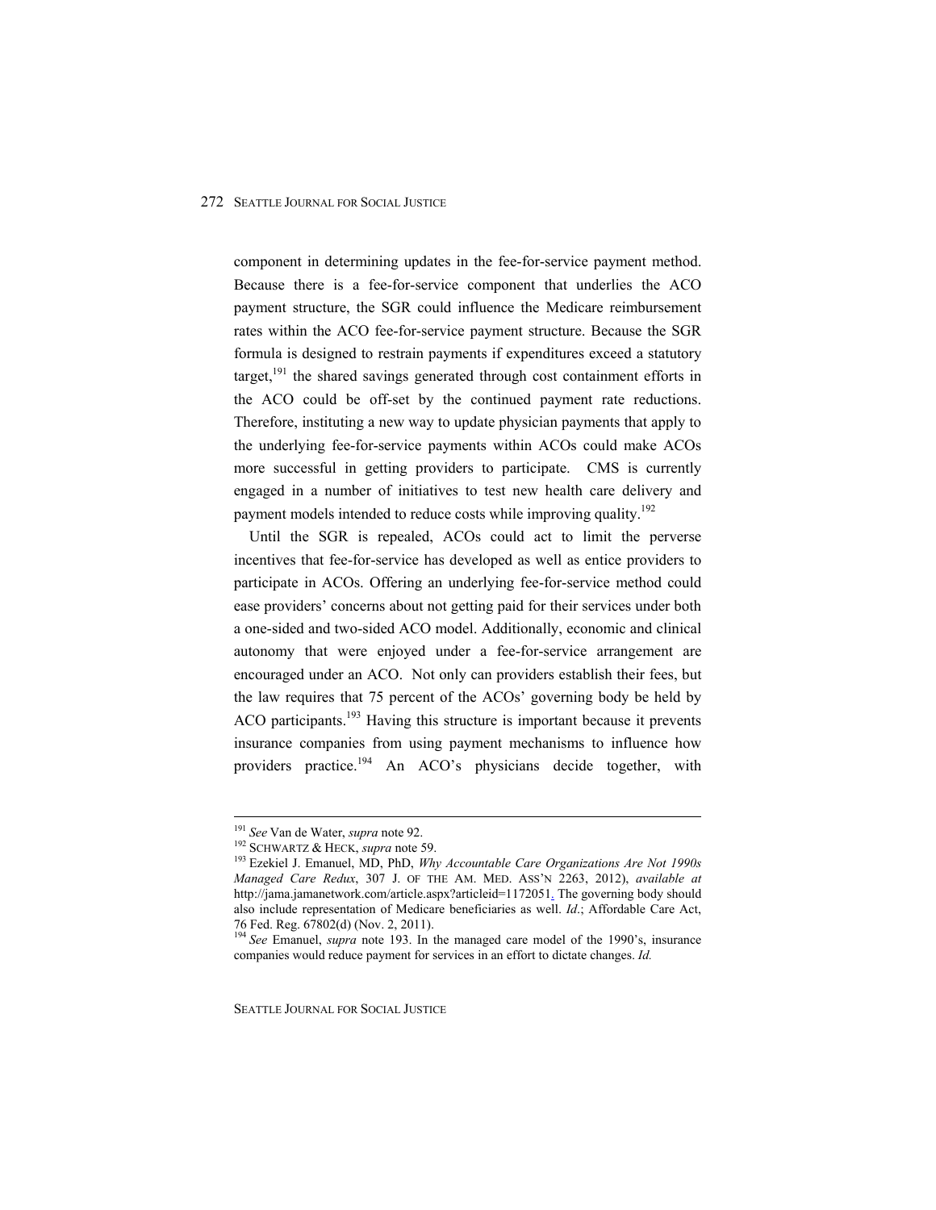component in determining updates in the fee-for-service payment method. Because there is a fee-for-service component that underlies the ACO payment structure, the SGR could influence the Medicare reimbursement rates within the ACO fee-for-service payment structure. Because the SGR formula is designed to restrain payments if expenditures exceed a statutory target,[191] the shared savings generated through cost containment efforts in the ACO could be off-set by the continued payment rate reductions. Therefore, instituting a new way to update physician payments that apply to the underlying fee-for-service payments within ACOs could make ACOs more successful in getting providers to participate. CMS is currently engaged in a number of initiatives to test new health care delivery and payment models intended to reduce costs while improving quality.[192]

Until the SGR is repealed, ACOs could act to limit the perverse incentives that fee-for-service has developed as well as entice providers to participate in ACOs. Offering an underlying fee-for-service method could ease providers' concerns about not getting paid for their services under both a one-sided and two-sided ACO model. Additionally, economic and clinical autonomy that were enjoyed under a fee-for-service arrangement are encouraged under an ACO. Not only can providers establish their fees, but the law requires that 75 percent of the ACOs' governing body be held by ACO participants.[193] Having this structure is important because it prevents insurance companies from using payment mechanisms to influence how providers practice.[194] An ACO's physicians decide together, with

---

[191] *See* Van de Water, *supra* note 92.

[192] SCHWARTZ & HECK, *supra* note 59.

[193] Ezekiel J. Emanuel, MD, PhD, *Why Accountable Care Organizations Are Not 1990s Managed Care Redux*, 307 J. OF THE AM. MED. ASS'N 2263, 2012), *available at* http://jama.jamanetwork.com/article.aspx?articleid=1172051. The governing body should also include representation of Medicare beneficiaries as well. *Id*.; Affordable Care Act, 76 Fed. Reg. 67802(d) (Nov. 2, 2011).

[194] *See* Emanuel, *supra* note 193. In the managed care model of the 1990's, insurance companies would reduce payment for services in an effort to dictate changes. *Id.*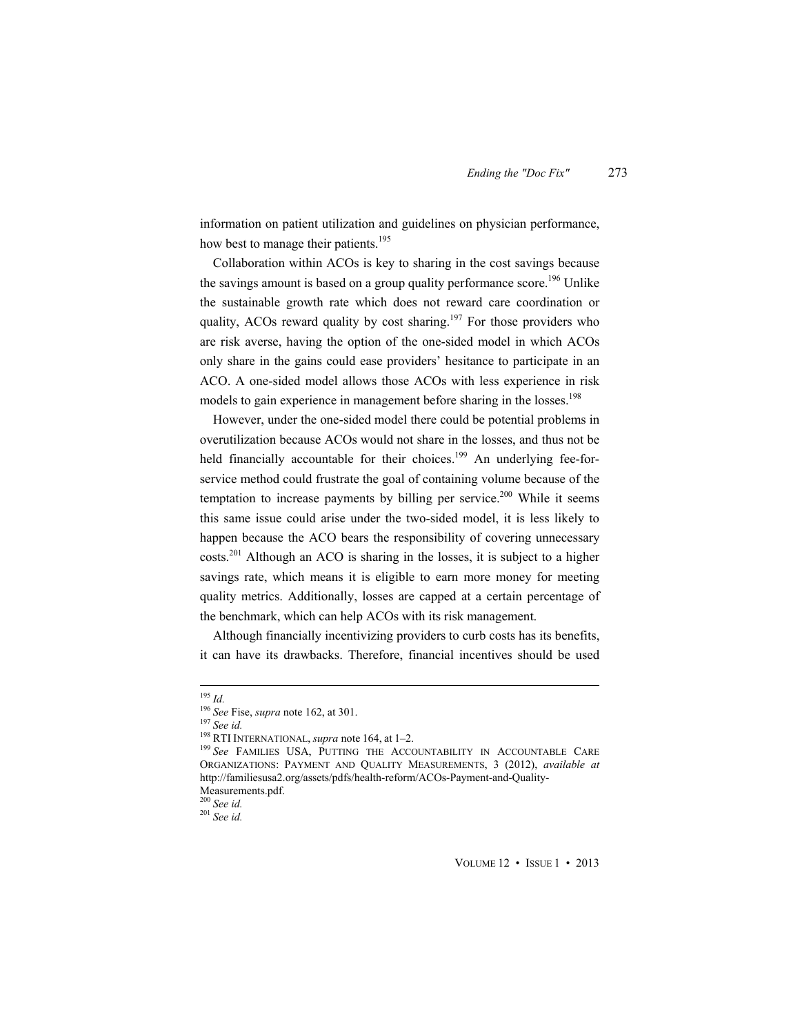information on patient utilization and guidelines on physician performance, how best to manage their patients.[195]

Collaboration within ACOs is key to sharing in the cost savings because the savings amount is based on a group quality performance score.[196] Unlike the sustainable growth rate which does not reward care coordination or quality, ACOs reward quality by cost sharing.[197] For those providers who are risk averse, having the option of the one-sided model in which ACOs only share in the gains could ease providers' hesitance to participate in an ACO. A one-sided model allows those ACOs with less experience in risk models to gain experience in management before sharing in the losses.[198]

However, under the one-sided model there could be potential problems in overutilization because ACOs would not share in the losses, and thus not be held financially accountable for their choices.[199] An underlying fee-for-service method could frustrate the goal of containing volume because of the temptation to increase payments by billing per service.[200] While it seems this same issue could arise under the two-sided model, it is less likely to happen because the ACO bears the responsibility of covering unnecessary costs.[201] Although an ACO is sharing in the losses, it is subject to a higher savings rate, which means it is eligible to earn more money for meeting quality metrics. Additionally, losses are capped at a certain percentage of the benchmark, which can help ACOs with its risk management.

Although financially incentivizing providers to curb costs has its benefits, it can have its drawbacks. Therefore, financial incentives should be used

---

[195] *Id.*

[196] *See* Fise, *supra* note 162, at 301.

[197] *See id.*

[198] RTI INTERNATIONAL, *supra* note 164, at 1–2.

[199] *See* FAMILIES USA, PUTTING THE ACCOUNTABILITY IN ACCOUNTABLE CARE ORGANIZATIONS: PAYMENT AND QUALITY MEASUREMENTS, 3 (2012), *available at* http://familiesusa2.org/assets/pdfs/health-reform/ACOs-Payment-and-Quality-Measurements.pdf.

[200] *See id.*

[201] *See id.*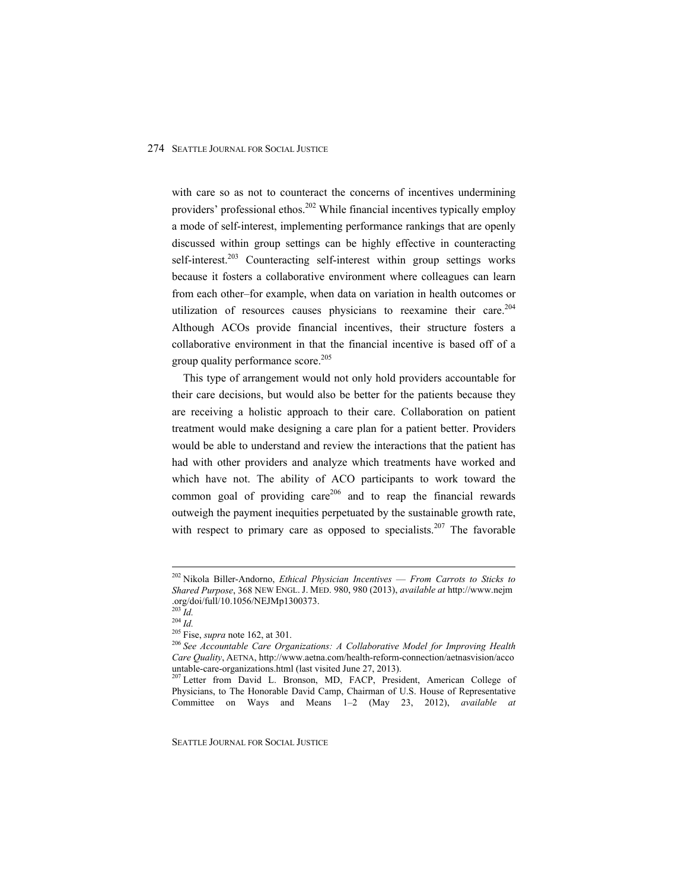with care so as not to counteract the concerns of incentives undermining providers' professional ethos.[202] While financial incentives typically employ a mode of self-interest, implementing performance rankings that are openly discussed within group settings can be highly effective in counteracting self-interest.[203] Counteracting self-interest within group settings works because it fosters a collaborative environment where colleagues can learn from each other–for example, when data on variation in health outcomes or utilization of resources causes physicians to reexamine their care.[204] Although ACOs provide financial incentives, their structure fosters a collaborative environment in that the financial incentive is based off of a group quality performance score.[205]

This type of arrangement would not only hold providers accountable for their care decisions, but would also be better for the patients because they are receiving a holistic approach to their care. Collaboration on patient treatment would make designing a care plan for a patient better. Providers would be able to understand and review the interactions that the patient has had with other providers and analyze which treatments have worked and which have not. The ability of ACO participants to work toward the common goal of providing care[206] and to reap the financial rewards outweigh the payment inequities perpetuated by the sustainable growth rate, with respect to primary care as opposed to specialists.[207] The favorable

---

[202] Nikola Biller-Andorno, *Ethical Physician Incentives — From Carrots to Sticks to Shared Purpose*, 368 NEW ENGL. J. MED. 980, 980 (2013), *available at* http://www.nejm.org/doi/full/10.1056/NEJMp1300373.

[203] *Id.*

[204] *Id.*

[205] Fise, *supra* note 162, at 301.

[206] *See Accountable Care Organizations: A Collaborative Model for Improving Health Care Quality*, AETNA, http://www.aetna.com/health-reform-connection/aetnasvision/accountable-care-organizations.html (last visited June 27, 2013).

[207] Letter from David L. Bronson, MD, FACP, President, American College of Physicians, to The Honorable David Camp, Chairman of U.S. House of Representative Committee on Ways and Means 1–2 (May 23, 2012), *available at*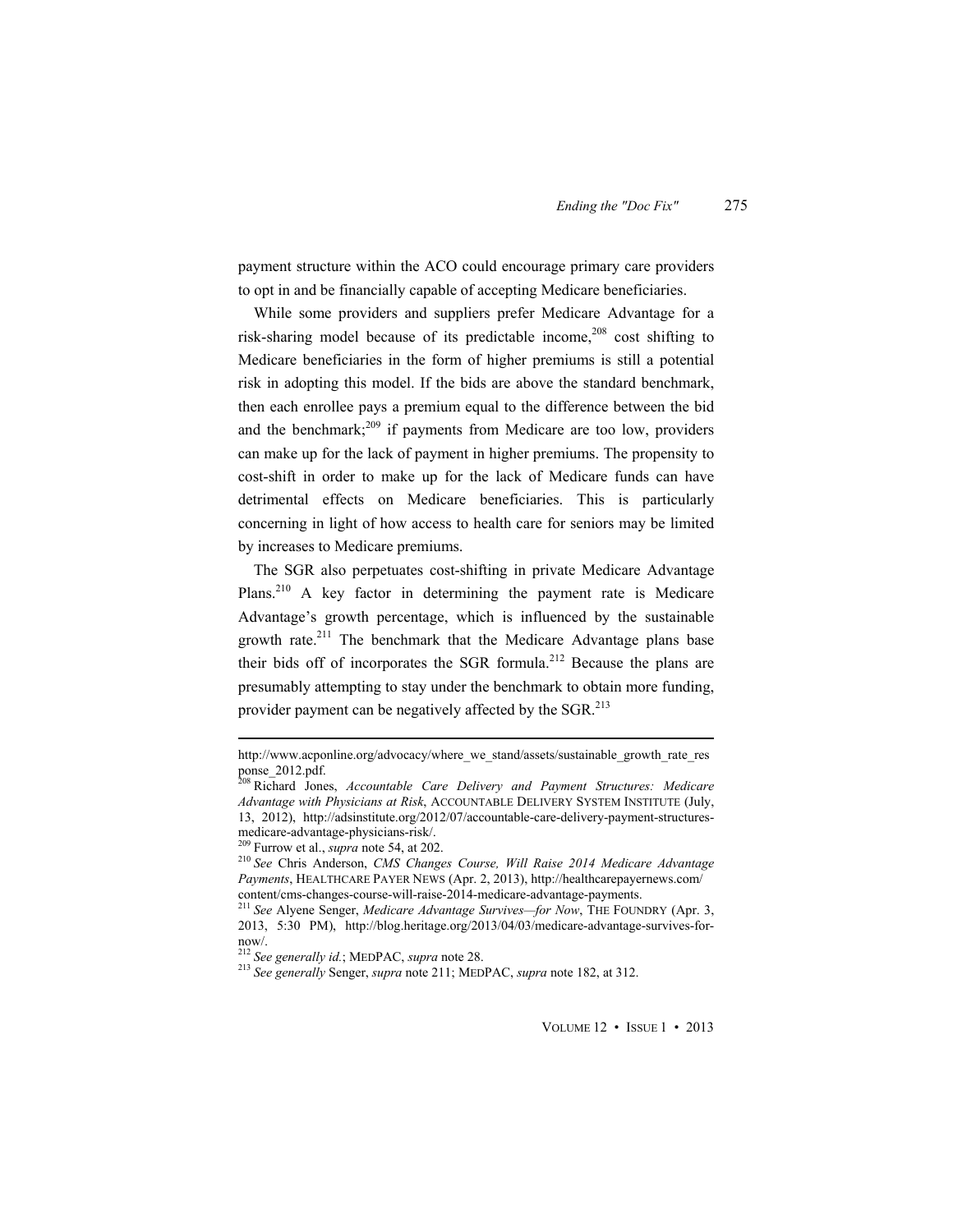payment structure within the ACO could encourage primary care providers to opt in and be financially capable of accepting Medicare beneficiaries.

While some providers and suppliers prefer Medicare Advantage for a risk-sharing model because of its predictable income,[208] cost shifting to Medicare beneficiaries in the form of higher premiums is still a potential risk in adopting this model. If the bids are above the standard benchmark, then each enrollee pays a premium equal to the difference between the bid and the benchmark;[209] if payments from Medicare are too low, providers can make up for the lack of payment in higher premiums. The propensity to cost-shift in order to make up for the lack of Medicare funds can have detrimental effects on Medicare beneficiaries. This is particularly concerning in light of how access to health care for seniors may be limited by increases to Medicare premiums.

The SGR also perpetuates cost-shifting in private Medicare Advantage Plans.[210] A key factor in determining the payment rate is Medicare Advantage's growth percentage, which is influenced by the sustainable growth rate.[211] The benchmark that the Medicare Advantage plans base their bids off of incorporates the SGR formula.[212] Because the plans are presumably attempting to stay under the benchmark to obtain more funding, provider payment can be negatively affected by the SGR.[213]

---

http://www.acponline.org/advocacy/where_we_stand/assets/sustainable_growth_rate_response_2012.pdf.

[208] Richard Jones, *Accountable Care Delivery and Payment Structures: Medicare Advantage with Physicians at Risk*, ACCOUNTABLE DELIVERY SYSTEM INSTITUTE (July, 13, 2012), http://adsinstitute.org/2012/07/accountable-care-delivery-payment-structures-medicare-advantage-physicians-risk/.

[209] Furrow et al., *supra* note 54, at 202.

[210] *See* Chris Anderson, *CMS Changes Course, Will Raise 2014 Medicare Advantage Payments*, HEALTHCARE PAYER NEWS (Apr. 2, 2013), http://healthcarepayernews.com/content/cms-changes-course-will-raise-2014-medicare-advantage-payments.

[211] *See* Alyene Senger, *Medicare Advantage Survives—for Now*, THE FOUNDRY (Apr. 3, 2013, 5:30 PM), http://blog.heritage.org/2013/04/03/medicare-advantage-survives-for-now/.

[212] *See generally id.*; MEDPAC, *supra* note 28.

[213] *See generally* Senger, *supra* note 211; MEDPAC, *supra* note 182, at 312.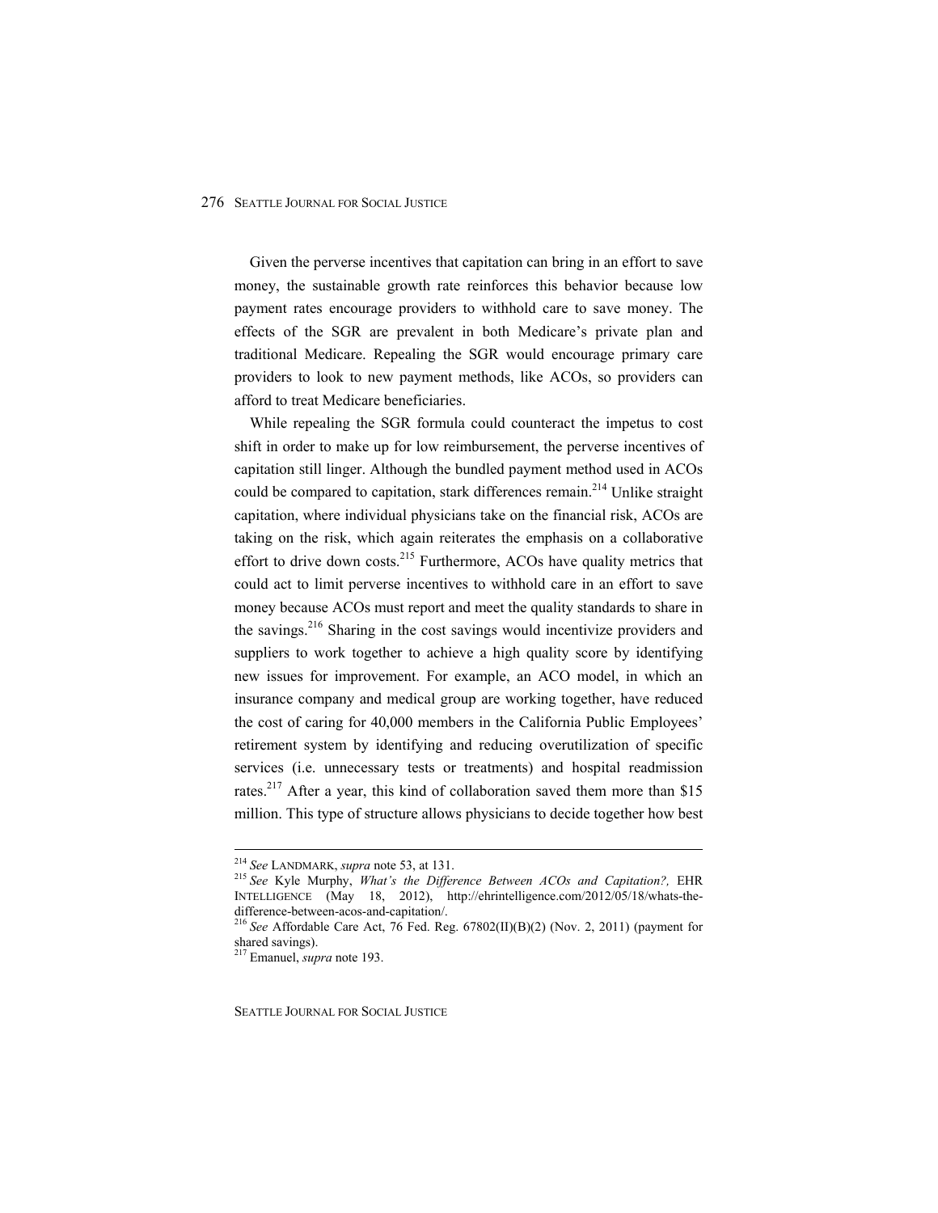Given the perverse incentives that capitation can bring in an effort to save money, the sustainable growth rate reinforces this behavior because low payment rates encourage providers to withhold care to save money. The effects of the SGR are prevalent in both Medicare's private plan and traditional Medicare. Repealing the SGR would encourage primary care providers to look to new payment methods, like ACOs, so providers can afford to treat Medicare beneficiaries.

While repealing the SGR formula could counteract the impetus to cost shift in order to make up for low reimbursement, the perverse incentives of capitation still linger. Although the bundled payment method used in ACOs could be compared to capitation, stark differences remain.[214] Unlike straight capitation, where individual physicians take on the financial risk, ACOs are taking on the risk, which again reiterates the emphasis on a collaborative effort to drive down costs.[215] Furthermore, ACOs have quality metrics that could act to limit perverse incentives to withhold care in an effort to save money because ACOs must report and meet the quality standards to share in the savings.[216] Sharing in the cost savings would incentivize providers and suppliers to work together to achieve a high quality score by identifying new issues for improvement. For example, an ACO model, in which an insurance company and medical group are working together, have reduced the cost of caring for 40,000 members in the California Public Employees' retirement system by identifying and reducing overutilization of specific services (i.e. unnecessary tests or treatments) and hospital readmission rates.[217] After a year, this kind of collaboration saved them more than $15 million. This type of structure allows physicians to decide together how best

---

[214] *See* LANDMARK, *supra* note 53, at 131.

[215] *See* Kyle Murphy, *What's the Difference Between ACOs and Capitation?,* EHR INTELLIGENCE (May 18, 2012), http://ehrintelligence.com/2012/05/18/whats-the-difference-between-acos-and-capitation/.

[216] *See* Affordable Care Act, 76 Fed. Reg. 67802(II)(B)(2) (Nov. 2, 2011) (payment for shared savings).

[217] Emanuel, *supra* note 193.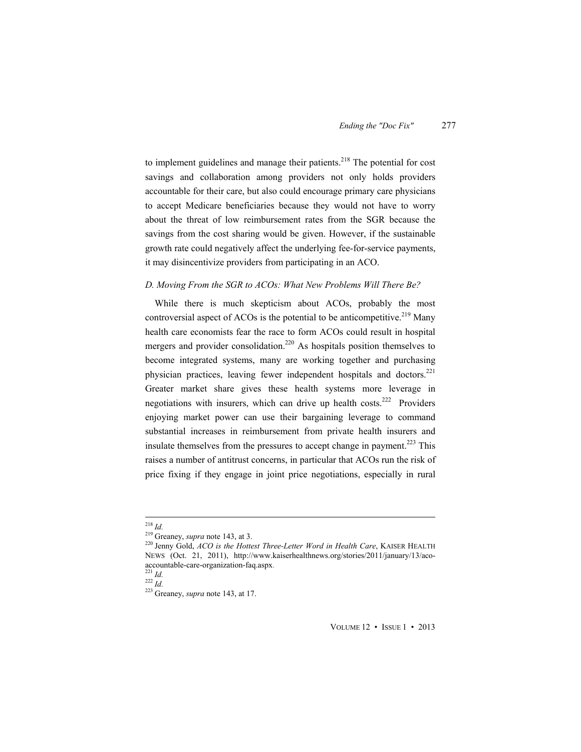to implement guidelines and manage their patients.[218] The potential for cost savings and collaboration among providers not only holds providers accountable for their care, but also could encourage primary care physicians to accept Medicare beneficiaries because they would not have to worry about the threat of low reimbursement rates from the SGR because the savings from the cost sharing would be given. However, if the sustainable growth rate could negatively affect the underlying fee-for-service payments, it may disincentivize providers from participating in an ACO.

### *D. Moving From the SGR to ACOs: What New Problems Will There Be?*

While there is much skepticism about ACOs, probably the most controversial aspect of ACOs is the potential to be anticompetitive.[219] Many health care economists fear the race to form ACOs could result in hospital mergers and provider consolidation.[220] As hospitals position themselves to become integrated systems, many are working together and purchasing physician practices, leaving fewer independent hospitals and doctors.[221] Greater market share gives these health systems more leverage in negotiations with insurers, which can drive up health costs.[222] Providers enjoying market power can use their bargaining leverage to command substantial increases in reimbursement from private health insurers and insulate themselves from the pressures to accept change in payment.[223] This raises a number of antitrust concerns, in particular that ACOs run the risk of price fixing if they engage in joint price negotiations, especially in rural

---

[218] *Id.*

[219] Greaney, *supra* note 143, at 3.

[220] Jenny Gold, *ACO is the Hottest Three-Letter Word in Health Care*, KAISER HEALTH NEWS (Oct. 21, 2011), http://www.kaiserhealthnews.org/stories/2011/january/13/aco-accountable-care-organization-faq.aspx.

[221] *Id.*

[222] *Id.*

[223] Greaney, *supra* note 143, at 17.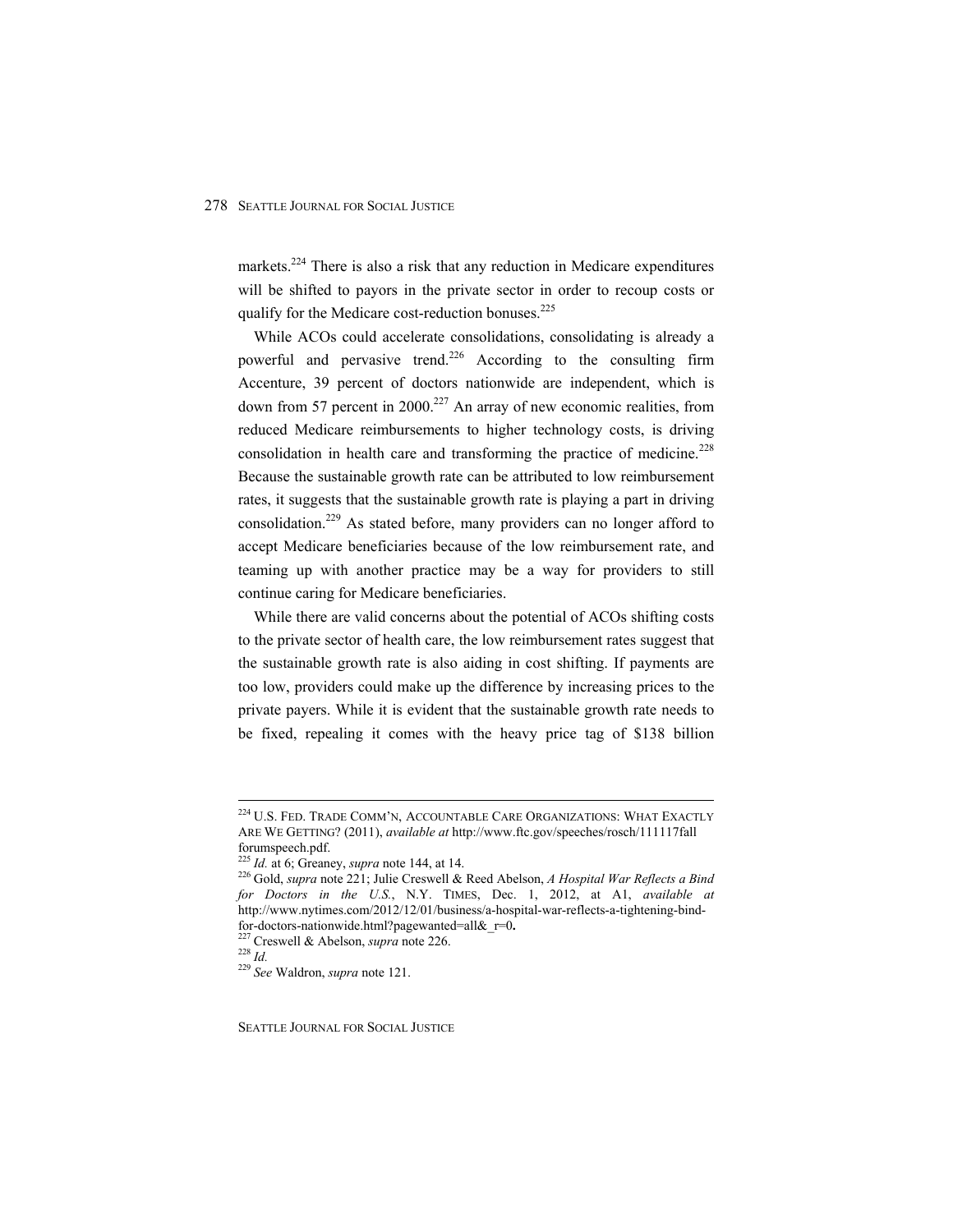markets.[224] There is also a risk that any reduction in Medicare expenditures will be shifted to payors in the private sector in order to recoup costs or qualify for the Medicare cost-reduction bonuses.[225]

While ACOs could accelerate consolidations, consolidating is already a powerful and pervasive trend.[226] According to the consulting firm Accenture, 39 percent of doctors nationwide are independent, which is down from 57 percent in 2000.[227] An array of new economic realities, from reduced Medicare reimbursements to higher technology costs, is driving consolidation in health care and transforming the practice of medicine.[228] Because the sustainable growth rate can be attributed to low reimbursement rates, it suggests that the sustainable growth rate is playing a part in driving consolidation.[229] As stated before, many providers can no longer afford to accept Medicare beneficiaries because of the low reimbursement rate, and teaming up with another practice may be a way for providers to still continue caring for Medicare beneficiaries.

While there are valid concerns about the potential of ACOs shifting costs to the private sector of health care, the low reimbursement rates suggest that the sustainable growth rate is also aiding in cost shifting. If payments are too low, providers could make up the difference by increasing prices to the private payers. While it is evident that the sustainable growth rate needs to be fixed, repealing it comes with the heavy price tag of $138 billion

---

[224] U.S. FED. TRADE COMM'N, ACCOUNTABLE CARE ORGANIZATIONS: WHAT EXACTLY ARE WE GETTING? (2011), *available at* http://www.ftc.gov/speeches/rosch/111117fall forumspeech.pdf.

[225] *Id.* at 6; Greaney, *supra* note 144, at 14.

[226] Gold, *supra* note 221; Julie Creswell & Reed Abelson, *A Hospital War Reflects a Bind for Doctors in the U.S.*, N.Y. TIMES, Dec. 1, 2012, at A1, *available at* http://www.nytimes.com/2012/12/01/business/a-hospital-war-reflects-a-tightening-bind-for-doctors-nationwide.html?pagewanted=all&_r=0.

[227] Creswell & Abelson, *supra* note 226.

[228] *Id.*

[229] *See* Waldron, *supra* note 121.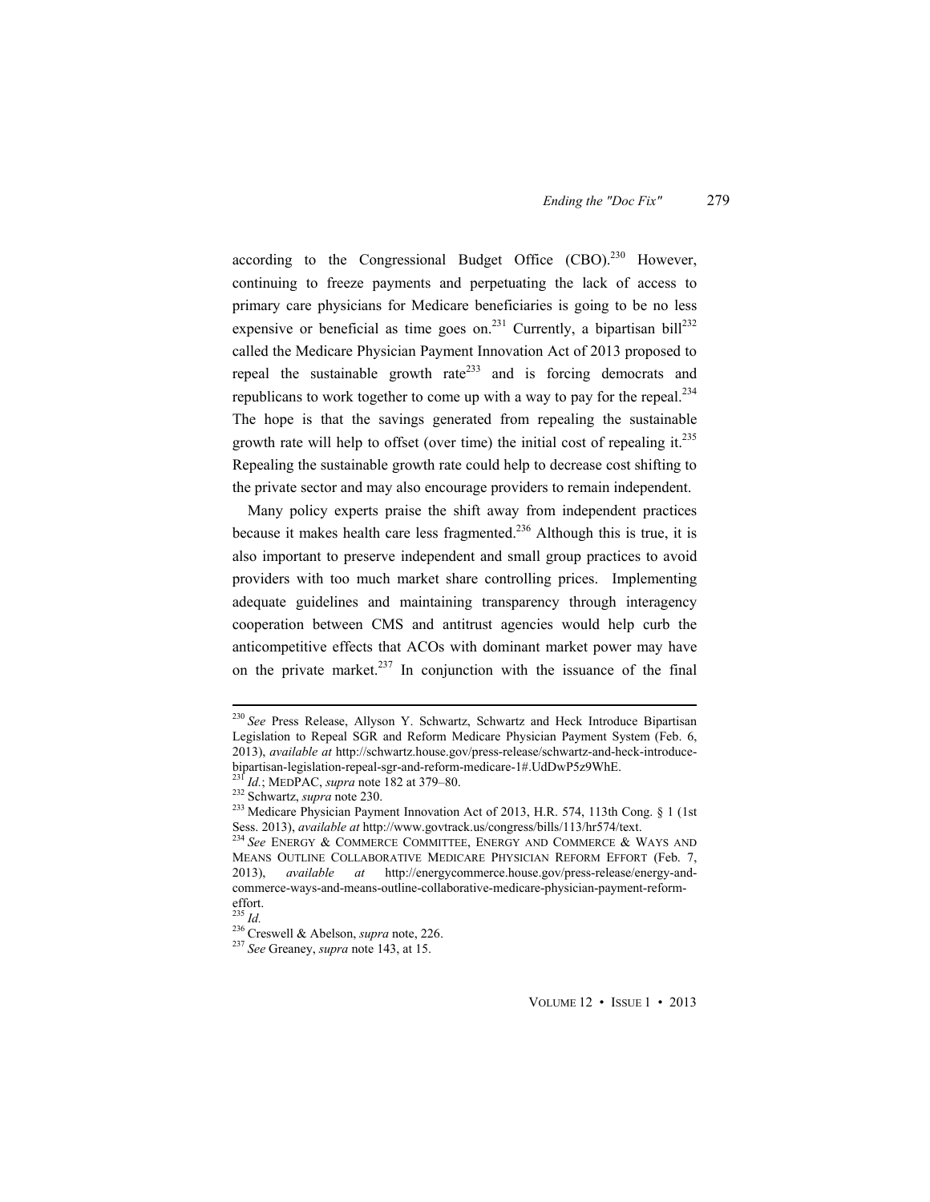according to the Congressional Budget Office (CBO).[230] However, continuing to freeze payments and perpetuating the lack of access to primary care physicians for Medicare beneficiaries is going to be no less expensive or beneficial as time goes on.[231] Currently, a bipartisan bill[232] called the Medicare Physician Payment Innovation Act of 2013 proposed to repeal the sustainable growth rate[233] and is forcing democrats and republicans to work together to come up with a way to pay for the repeal.[234] The hope is that the savings generated from repealing the sustainable growth rate will help to offset (over time) the initial cost of repealing it.[235] Repealing the sustainable growth rate could help to decrease cost shifting to the private sector and may also encourage providers to remain independent.

Many policy experts praise the shift away from independent practices because it makes health care less fragmented.[236] Although this is true, it is also important to preserve independent and small group practices to avoid providers with too much market share controlling prices. Implementing adequate guidelines and maintaining transparency through interagency cooperation between CMS and antitrust agencies would help curb the anticompetitive effects that ACOs with dominant market power may have on the private market.[237] In conjunction with the issuance of the final

---

[230] *See* Press Release, Allyson Y. Schwartz, Schwartz and Heck Introduce Bipartisan Legislation to Repeal SGR and Reform Medicare Physician Payment System (Feb. 6, 2013), *available at* http://schwartz.house.gov/press-release/schwartz-and-heck-introduce-bipartisan-legislation-repeal-sgr-and-reform-medicare-1#.UdDwP5z9WhE.

[231] *Id.*; MEDPAC, *supra* note 182 at 379–80.

[232] Schwartz, *supra* note 230.

[233] Medicare Physician Payment Innovation Act of 2013, H.R. 574, 113th Cong. § 1 (1st Sess. 2013), *available at* http://www.govtrack.us/congress/bills/113/hr574/text.

[234] *See* ENERGY & COMMERCE COMMITTEE, ENERGY AND COMMERCE & WAYS AND MEANS OUTLINE COLLABORATIVE MEDICARE PHYSICIAN REFORM EFFORT (Feb. 7, 2013), *available at* http://energycommerce.house.gov/press-release/energy-and-commerce-ways-and-means-outline-collaborative-medicare-physician-payment-reform-effort.

[235] *Id.*

[236] Creswell & Abelson, *supra* note, 226.

[237] *See* Greaney, *supra* note 143, at 15.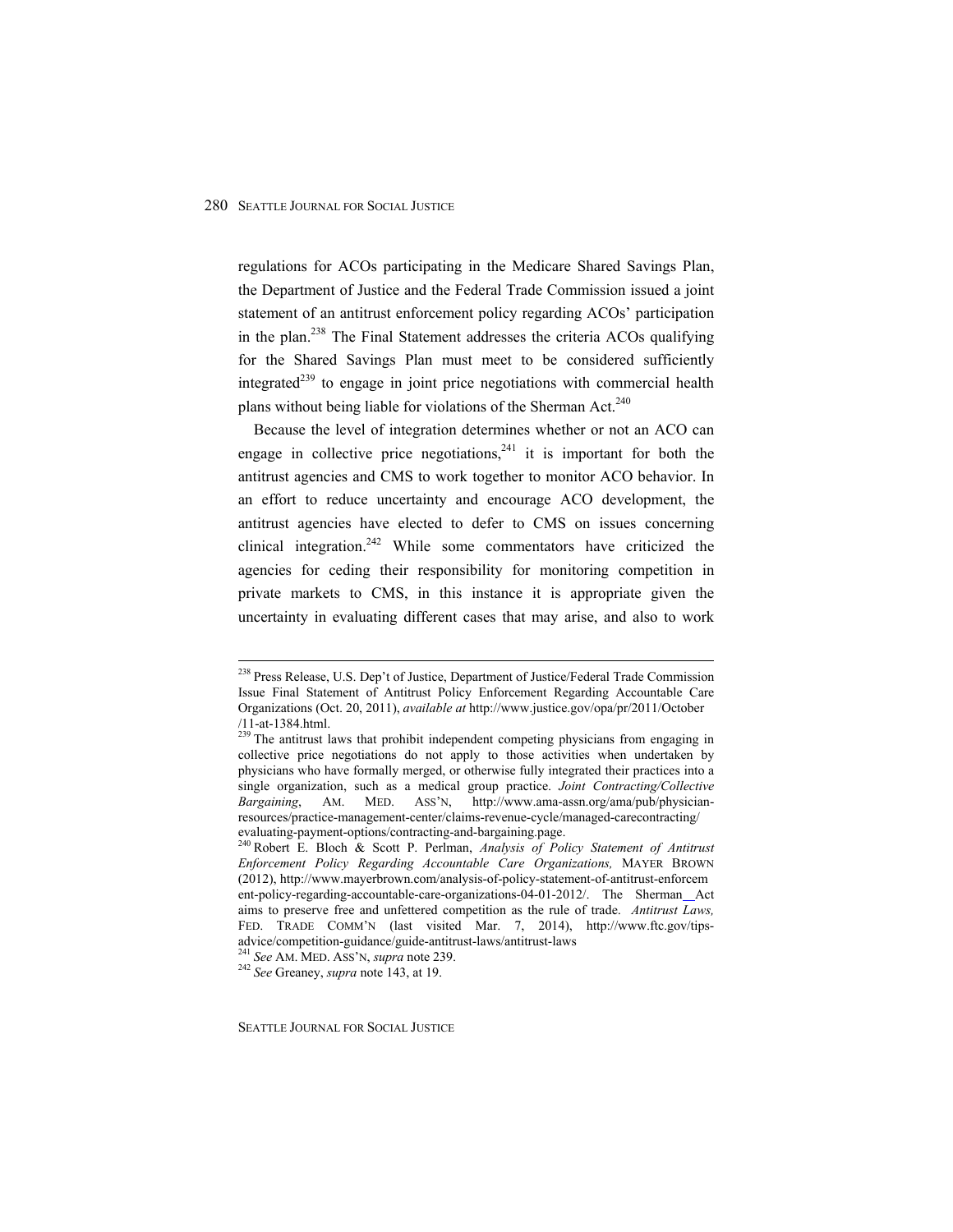regulations for ACOs participating in the Medicare Shared Savings Plan, the Department of Justice and the Federal Trade Commission issued a joint statement of an antitrust enforcement policy regarding ACOs' participation in the plan.[238] The Final Statement addresses the criteria ACOs qualifying for the Shared Savings Plan must meet to be considered sufficiently integrated[239] to engage in joint price negotiations with commercial health plans without being liable for violations of the Sherman Act.[240]

Because the level of integration determines whether or not an ACO can engage in collective price negotiations,[241] it is important for both the antitrust agencies and CMS to work together to monitor ACO behavior. In an effort to reduce uncertainty and encourage ACO development, the antitrust agencies have elected to defer to CMS on issues concerning clinical integration.[242] While some commentators have criticized the agencies for ceding their responsibility for monitoring competition in private markets to CMS, in this instance it is appropriate given the uncertainty in evaluating different cases that may arise, and also to work

---

[238] Press Release, U.S. Dep't of Justice, Department of Justice/Federal Trade Commission Issue Final Statement of Antitrust Policy Enforcement Regarding Accountable Care Organizations (Oct. 20, 2011), *available at* http://www.justice.gov/opa/pr/2011/October/11-at-1384.html.

[239] The antitrust laws that prohibit independent competing physicians from engaging in collective price negotiations do not apply to those activities when undertaken by physicians who have formally merged, or otherwise fully integrated their practices into a single organization, such as a medical group practice. *Joint Contracting/Collective Bargaining*, AM. MED. ASS'N, http://www.ama-assn.org/ama/pub/physician-resources/practice-management-center/claims-revenue-cycle/managed-carecontracting/evaluating-payment-options/contracting-and-bargaining.page.

[240] Robert E. Bloch & Scott P. Perlman, *Analysis of Policy Statement of Antitrust Enforcement Policy Regarding Accountable Care Organizations,* MAYER BROWN (2012), http://www.mayerbrown.com/analysis-of-policy-statement-of-antitrust-enforcement-policy-regarding-accountable-care-organizations-04-01-2012/. The Sherman Act aims to preserve free and unfettered competition as the rule of trade. *Antitrust Laws,* FED. TRADE COMM'N (last visited Mar. 7, 2014), http://www.ftc.gov/tips-advice/competition-guidance/guide-antitrust-laws/antitrust-laws

[241] *See* AM. MED. ASS'N, *supra* note 239.

[242] *See* Greaney, *supra* note 143, at 19.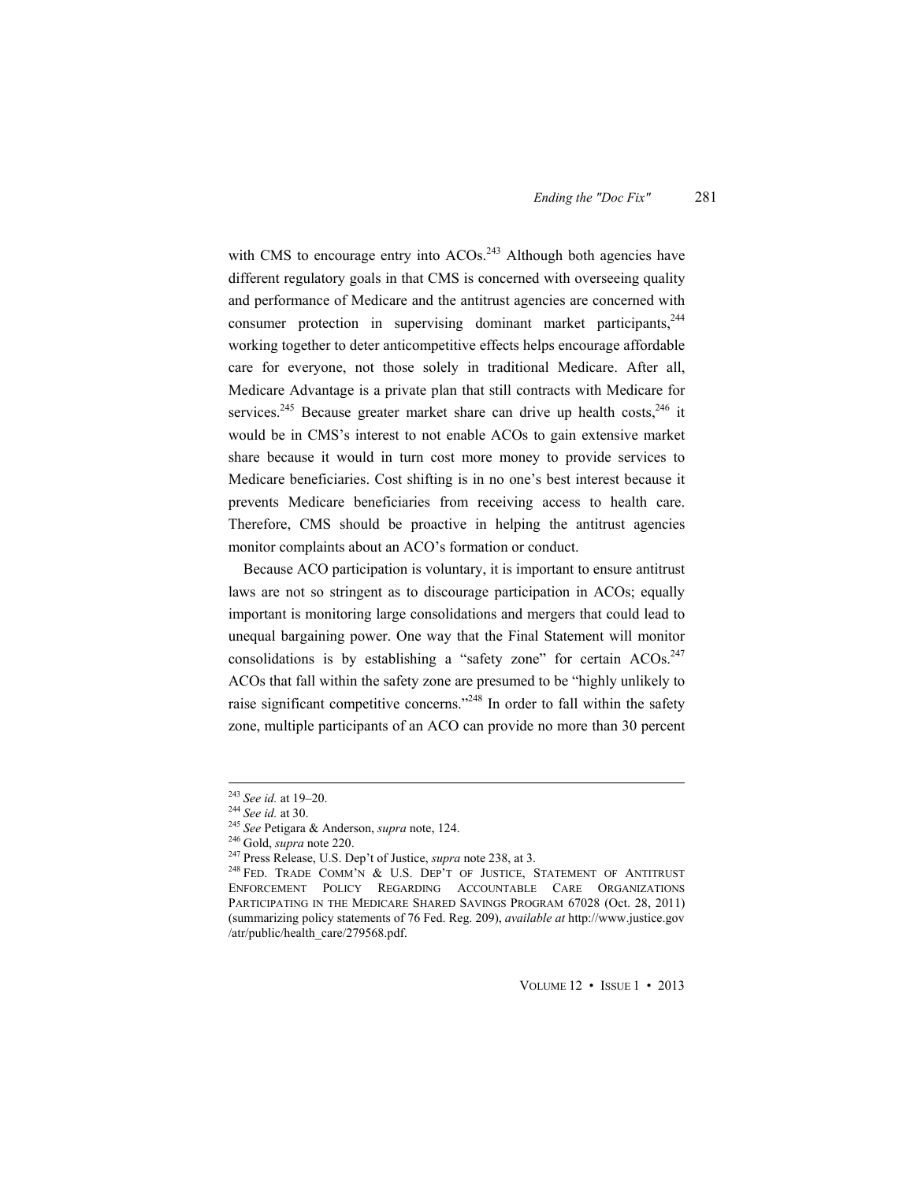with CMS to encourage entry into ACOs.[243] Although both agencies have different regulatory goals in that CMS is concerned with overseeing quality and performance of Medicare and the antitrust agencies are concerned with consumer protection in supervising dominant market participants,[244] working together to deter anticompetitive effects helps encourage affordable care for everyone, not those solely in traditional Medicare. After all, Medicare Advantage is a private plan that still contracts with Medicare for services.[245] Because greater market share can drive up health costs,[246] it would be in CMS's interest to not enable ACOs to gain extensive market share because it would in turn cost more money to provide services to Medicare beneficiaries. Cost shifting is in no one's best interest because it prevents Medicare beneficiaries from receiving access to health care. Therefore, CMS should be proactive in helping the antitrust agencies monitor complaints about an ACO's formation or conduct.

Because ACO participation is voluntary, it is important to ensure antitrust laws are not so stringent as to discourage participation in ACOs; equally important is monitoring large consolidations and mergers that could lead to unequal bargaining power. One way that the Final Statement will monitor consolidations is by establishing a "safety zone" for certain ACOs.[247] ACOs that fall within the safety zone are presumed to be "highly unlikely to raise significant competitive concerns."[248] In order to fall within the safety zone, multiple participants of an ACO can provide no more than 30 percent

---

[243] *See id.* at 19–20.

[244] *See id.* at 30.

[245] *See* Petigara & Anderson, *supra* note, 124.

[246] Gold, *supra* note 220.

[247] Press Release, U.S. Dep't of Justice, *supra* note 238, at 3.

[248] FED. TRADE COMM'N & U.S. DEP'T OF JUSTICE, STATEMENT OF ANTITRUST ENFORCEMENT POLICY REGARDING ACCOUNTABLE CARE ORGANIZATIONS PARTICIPATING IN THE MEDICARE SHARED SAVINGS PROGRAM 67028 (Oct. 28, 2011) (summarizing policy statements of 76 Fed. Reg. 209), *available at* http://www.justice.gov /atr/public/health_care/279568.pdf.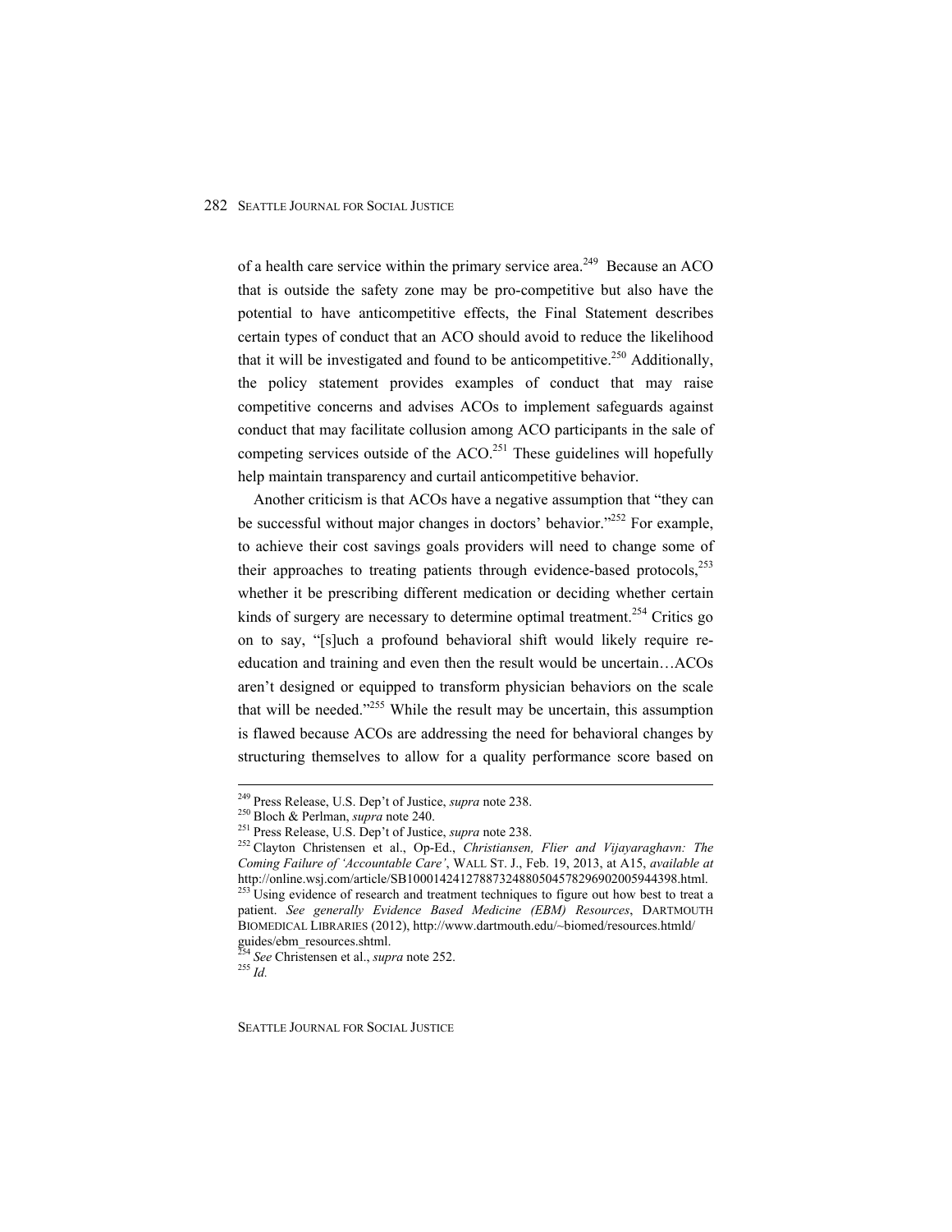of a health care service within the primary service area.[249] Because an ACO that is outside the safety zone may be pro-competitive but also have the potential to have anticompetitive effects, the Final Statement describes certain types of conduct that an ACO should avoid to reduce the likelihood that it will be investigated and found to be anticompetitive.[250] Additionally, the policy statement provides examples of conduct that may raise competitive concerns and advises ACOs to implement safeguards against conduct that may facilitate collusion among ACO participants in the sale of competing services outside of the ACO.[251] These guidelines will hopefully help maintain transparency and curtail anticompetitive behavior.

Another criticism is that ACOs have a negative assumption that "they can be successful without major changes in doctors' behavior."[252] For example, to achieve their cost savings goals providers will need to change some of their approaches to treating patients through evidence-based protocols,[253] whether it be prescribing different medication or deciding whether certain kinds of surgery are necessary to determine optimal treatment.[254] Critics go on to say, "[s]uch a profound behavioral shift would likely require re-education and training and even then the result would be uncertain…ACOs aren't designed or equipped to transform physician behaviors on the scale that will be needed."[255] While the result may be uncertain, this assumption is flawed because ACOs are addressing the need for behavioral changes by structuring themselves to allow for a quality performance score based on

---

[249] Press Release, U.S. Dep't of Justice, *supra* note 238.

[250] Bloch & Perlman, *supra* note 240.

[251] Press Release, U.S. Dep't of Justice, *supra* note 238.

[252] Clayton Christensen et al., Op-Ed., *Christiansen, Flier and Vijayaraghavn: The Coming Failure of 'Accountable Care'*, WALL ST. J., Feb. 19, 2013, at A15, *available at* http://online.wsj.com/article/SB10001424127887324880504578296902005944398.html.

[253] Using evidence of research and treatment techniques to figure out how best to treat a patient. *See generally Evidence Based Medicine (EBM) Resources*, DARTMOUTH BIOMEDICAL LIBRARIES (2012), http://www.dartmouth.edu/~biomed/resources.htmld/guides/ebm_resources.shtml.

[254] *See* Christensen et al., *supra* note 252.

[255] *Id.*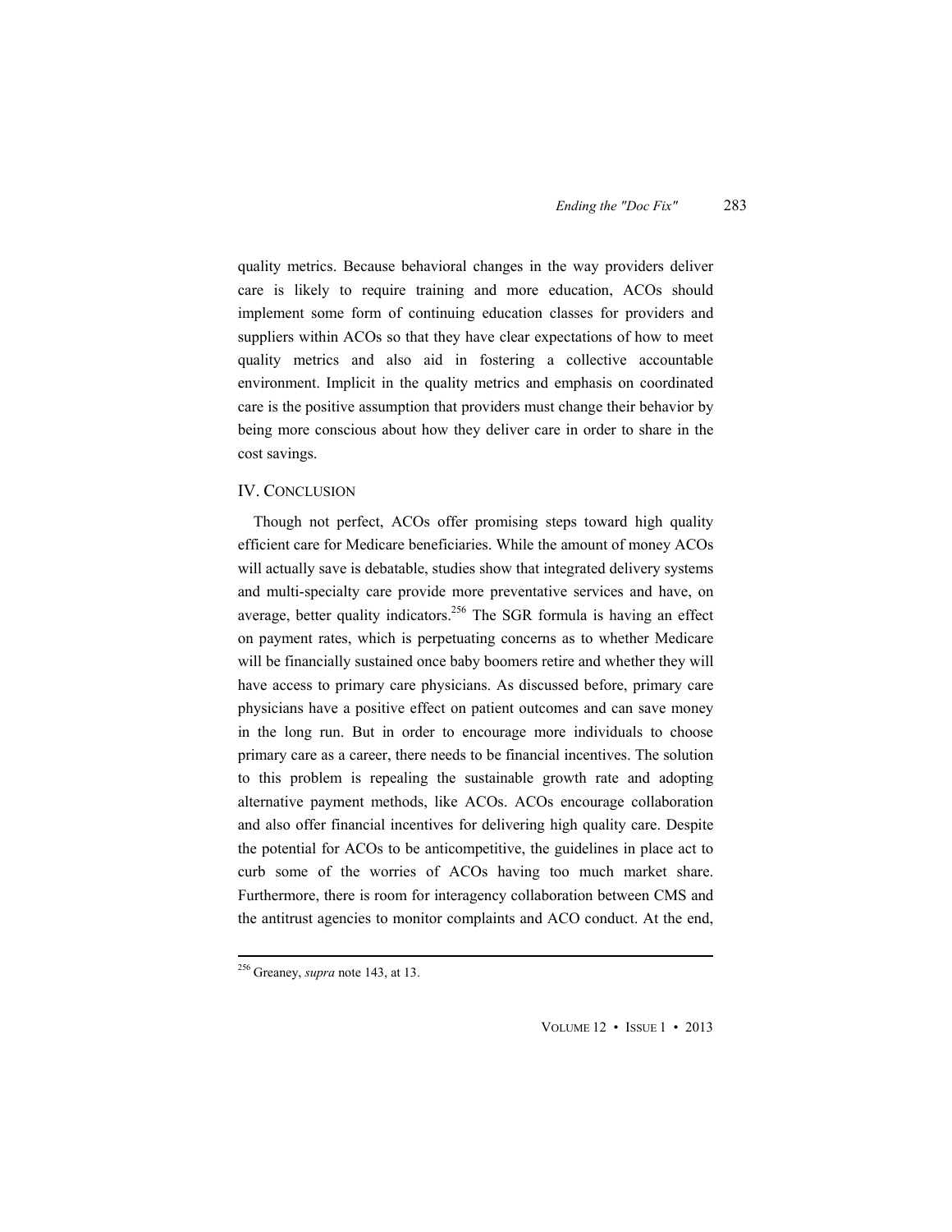quality metrics. Because behavioral changes in the way providers deliver care is likely to require training and more education, ACOs should implement some form of continuing education classes for providers and suppliers within ACOs so that they have clear expectations of how to meet quality metrics and also aid in fostering a collective accountable environment. Implicit in the quality metrics and emphasis on coordinated care is the positive assumption that providers must change their behavior by being more conscious about how they deliver care in order to share in the cost savings.

## IV. Conclusion

Though not perfect, ACOs offer promising steps toward high quality efficient care for Medicare beneficiaries. While the amount of money ACOs will actually save is debatable, studies show that integrated delivery systems and multi-specialty care provide more preventative services and have, on average, better quality indicators.[256] The SGR formula is having an effect on payment rates, which is perpetuating concerns as to whether Medicare will be financially sustained once baby boomers retire and whether they will have access to primary care physicians. As discussed before, primary care physicians have a positive effect on patient outcomes and can save money in the long run. But in order to encourage more individuals to choose primary care as a career, there needs to be financial incentives. The solution to this problem is repealing the sustainable growth rate and adopting alternative payment methods, like ACOs. ACOs encourage collaboration and also offer financial incentives for delivering high quality care. Despite the potential for ACOs to be anticompetitive, the guidelines in place act to curb some of the worries of ACOs having too much market share. Furthermore, there is room for interagency collaboration between CMS and the antitrust agencies to monitor complaints and ACO conduct. At the end,

---

[256] Greaney, *supra* note 143, at 13.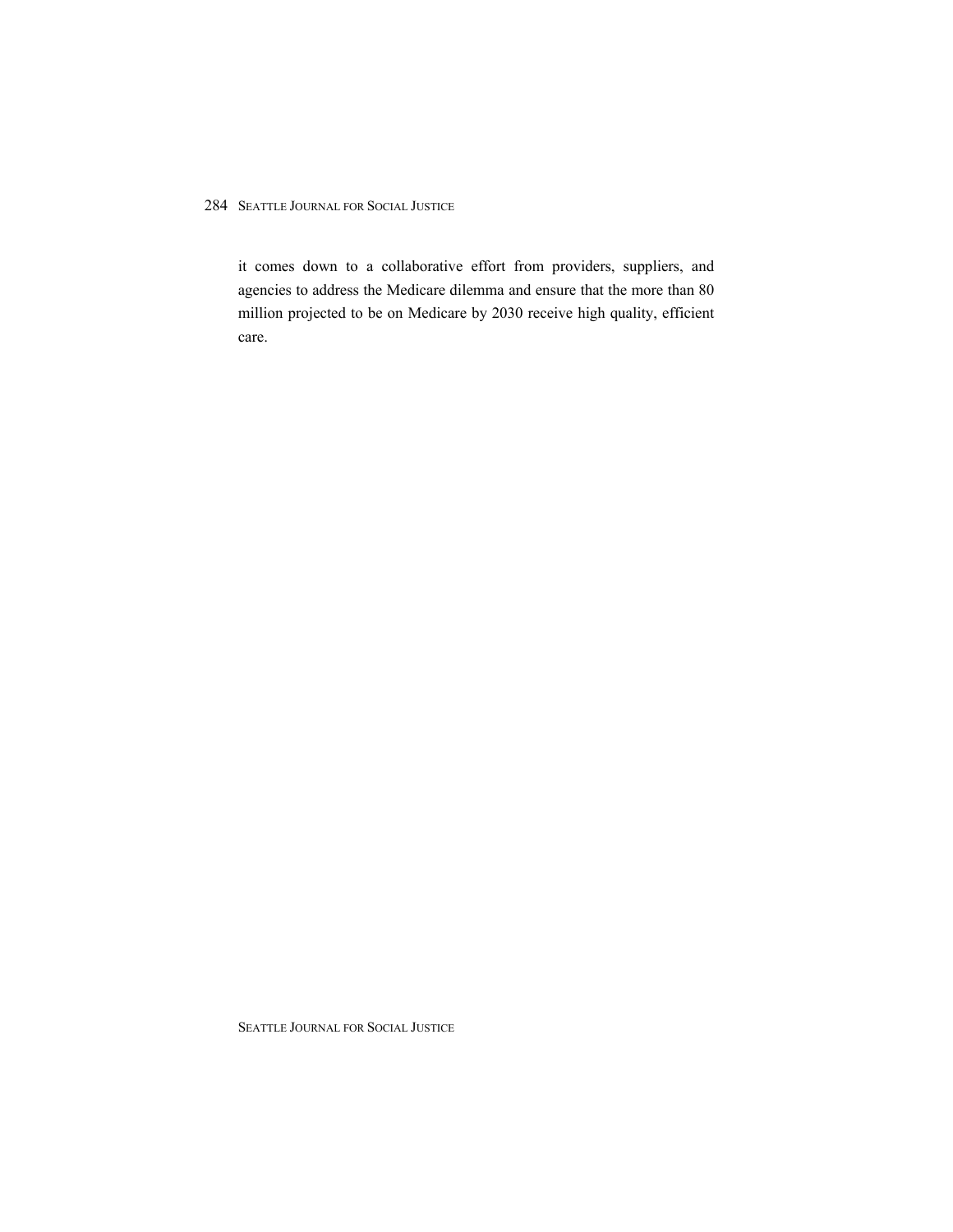it comes down to a collaborative effort from providers, suppliers, and agencies to address the Medicare dilemma and ensure that the more than 80 million projected to be on Medicare by 2030 receive high quality, efficient care.